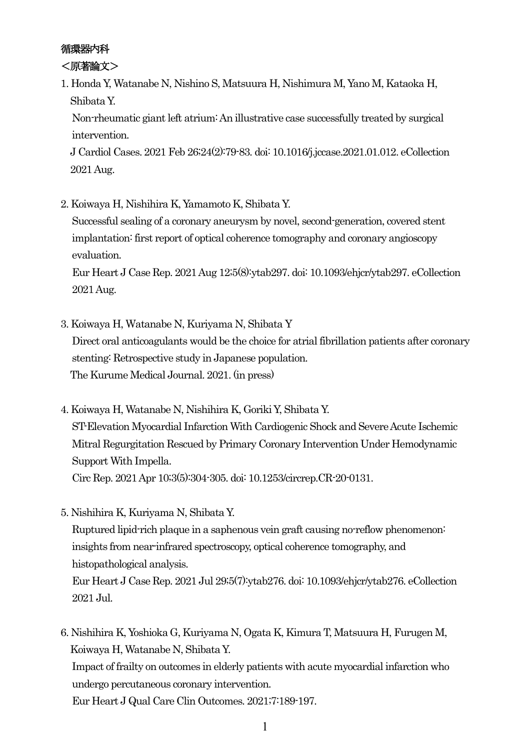## 循環器内科

### ＜原著論文＞

1. Honda Y, Watanabe N, Nishino S, Matsuura H, Nishimura M, Yano M, Kataoka H, Shibata Y.
   Non-rheumatic giant left atrium: An illustrative case successfully treated by surgical intervention.
   J Cardiol Cases. 2021 Feb 26;24(2):79-83. doi: 10.1016/j.jccase.2021.01.012. eCollection 2021 Aug.

2. Koiwaya H, Nishihira K, Yamamoto K, Shibata Y.
   Successful sealing of a coronary aneurysm by novel, second-generation, covered stent implantation: first report of optical coherence tomography and coronary angioscopy evaluation.
   Eur Heart J Case Rep. 2021 Aug 12;5(8):ytab297. doi: 10.1093/ehjcr/ytab297. eCollection 2021 Aug.

3. Koiwaya H, Watanabe N, Kuriyama N, Shibata Y
   Direct oral anticoagulants would be the choice for atrial fibrillation patients after coronary stenting: Retrospective study in Japanese population.
   The Kurume Medical Journal. 2021. (in press)

4. Koiwaya H, Watanabe N, Nishihira K, Goriki Y, Shibata Y.
   ST-Elevation Myocardial Infarction With Cardiogenic Shock and Severe Acute Ischemic Mitral Regurgitation Rescued by Primary Coronary Intervention Under Hemodynamic Support With Impella.
   Circ Rep. 2021 Apr 10;3(5):304-305. doi: 10.1253/circrep.CR-20-0131.

5. Nishihira K, Kuriyama N, Shibata Y.
   Ruptured lipid-rich plaque in a saphenous vein graft causing no-reflow phenomenon: insights from near-infrared spectroscopy, optical coherence tomography, and histopathological analysis.
   Eur Heart J Case Rep. 2021 Jul 29;5(7):ytab276. doi: 10.1093/ehjcr/ytab276. eCollection 2021 Jul.

6. Nishihira K, Yoshioka G, Kuriyama N, Ogata K, Kimura T, Matsuura H, Furugen M, Koiwaya H, Watanabe N, Shibata Y.
   Impact of frailty on outcomes in elderly patients with acute myocardial infarction who undergo percutaneous coronary intervention.
   Eur Heart J Qual Care Clin Outcomes. 2021;7:189-197.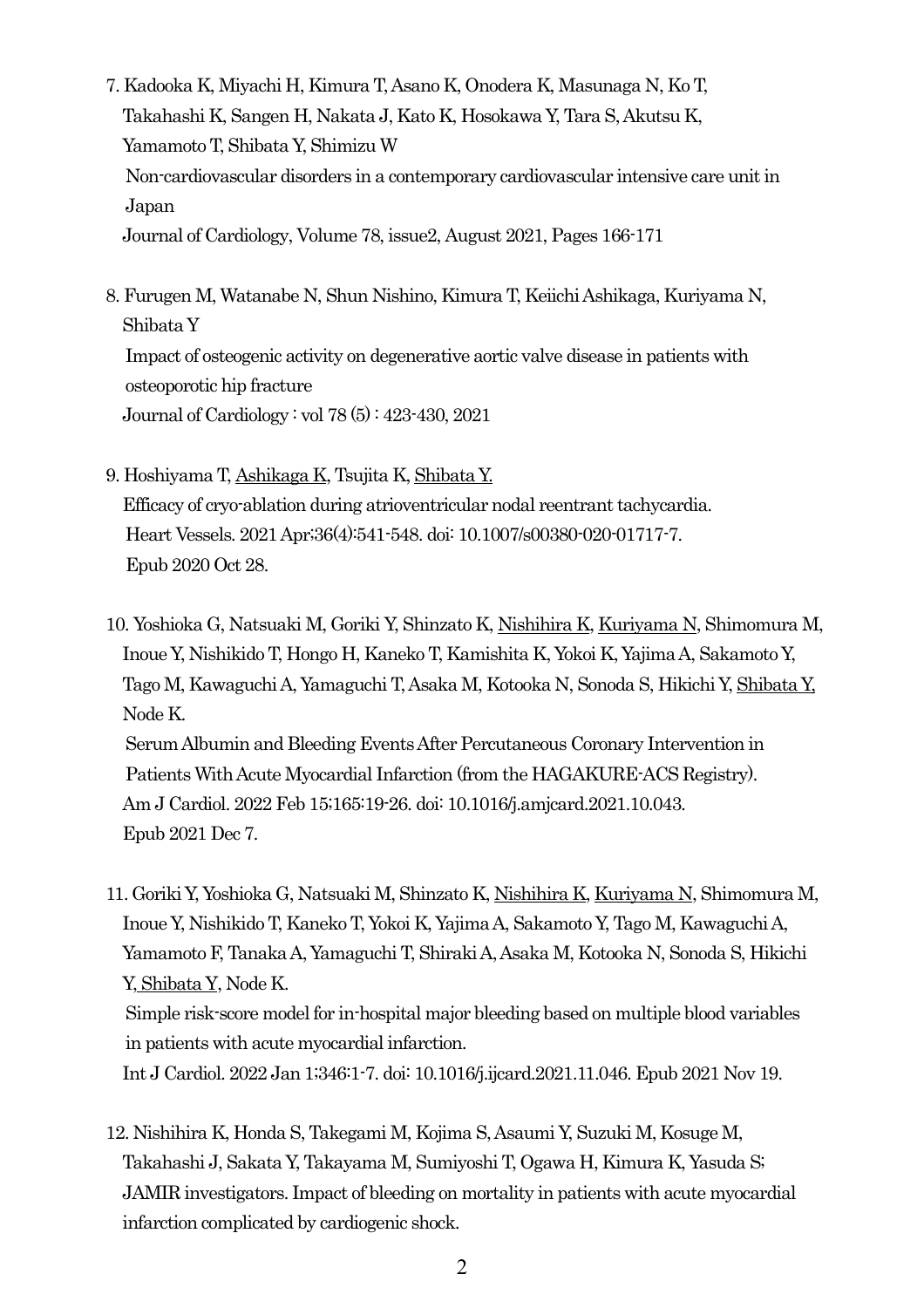7. Kadooka K, Miyachi H, Kimura T, Asano K, Onodera K, Masunaga N, Ko T, Takahashi K, Sangen H, Nakata J, Kato K, Hosokawa Y, Tara S, Akutsu K, Yamamoto T, Shibata Y, Shimizu W
   Non-cardiovascular disorders in a contemporary cardiovascular intensive care unit in Japan
   Journal of Cardiology, Volume 78, issue2, August 2021, Pages 166-171

8. Furugen M, Watanabe N, Shun Nishino, Kimura T, Keiichi Ashikaga, Kuriyama N, Shibata Y
   Impact of osteogenic activity on degenerative aortic valve disease in patients with osteoporotic hip fracture
   Journal of Cardiology : vol 78 (5) : 423-430, 2021

9. Hoshiyama T, Ashikaga K, Tsujita K, Shibata Y.
   Efficacy of cryo-ablation during atrioventricular nodal reentrant tachycardia.
   Heart Vessels. 2021 Apr;36(4):541-548. doi: 10.1007/s00380-020-01717-7.
   Epub 2020 Oct 28.

10. Yoshioka G, Natsuaki M, Goriki Y, Shinzato K, Nishihira K, Kuriyama N, Shimomura M, Inoue Y, Nishikido T, Hongo H, Kaneko T, Kamishita K, Yokoi K, Yajima A, Sakamoto Y, Tago M, Kawaguchi A, Yamaguchi T, Asaka M, Kotooka N, Sonoda S, Hikichi Y, Shibata Y, Node K.
    Serum Albumin and Bleeding Events After Percutaneous Coronary Intervention in Patients With Acute Myocardial Infarction (from the HAGAKURE-ACS Registry).
    Am J Cardiol. 2022 Feb 15;165:19-26. doi: 10.1016/j.amjcard.2021.10.043.
    Epub 2021 Dec 7.

11. Goriki Y, Yoshioka G, Natsuaki M, Shinzato K, Nishihira K, Kuriyama N, Shimomura M, Inoue Y, Nishikido T, Kaneko T, Yokoi K, Yajima A, Sakamoto Y, Tago M, Kawaguchi A, Yamamoto F, Tanaka A, Yamaguchi T, Shiraki A, Asaka M, Kotooka N, Sonoda S, Hikichi Y, Shibata Y, Node K.
    Simple risk-score model for in-hospital major bleeding based on multiple blood variables in patients with acute myocardial infarction.
    Int J Cardiol. 2022 Jan 1;346:1-7. doi: 10.1016/j.ijcard.2021.11.046. Epub 2021 Nov 19.

12. Nishihira K, Honda S, Takegami M, Kojima S, Asaumi Y, Suzuki M, Kosuge M, Takahashi J, Sakata Y, Takayama M, Sumiyoshi T, Ogawa H, Kimura K, Yasuda S; JAMIR investigators. Impact of bleeding on mortality in patients with acute myocardial infarction complicated by cardiogenic shock.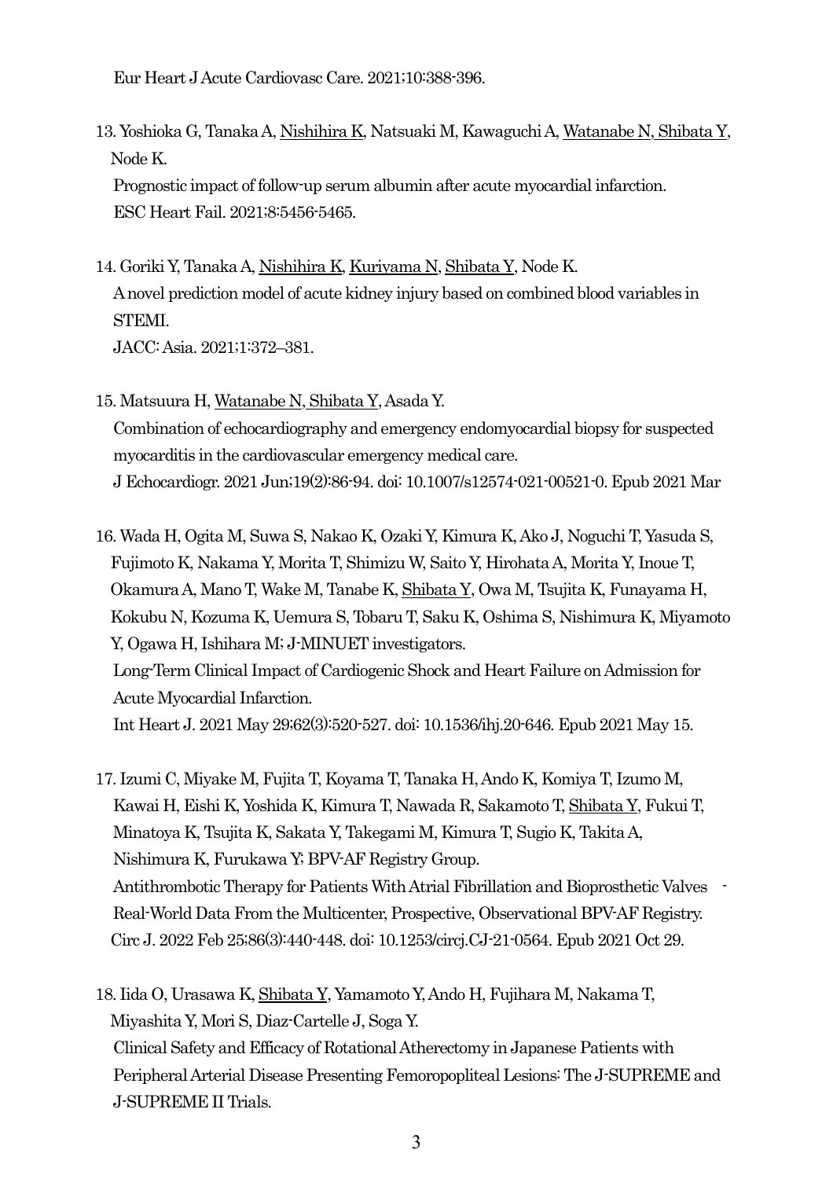Eur Heart J Acute Cardiovasc Care. 2021;10:388-396.

13. Yoshioka G, Tanaka A, <u>Nishihira K</u>, Natsuaki M, Kawaguchi A, <u>Watanabe N, Shibata Y</u>, Node K.
    Prognostic impact of follow-up serum albumin after acute myocardial infarction.
    ESC Heart Fail. 2021;8:5456-5465.

14. Goriki Y, Tanaka A, <u>Nishihira K</u>, <u>Kuriyama N</u>, <u>Shibata Y</u>, Node K.
    A novel prediction model of acute kidney injury based on combined blood variables in STEMI.
    JACC: Asia. 2021;1:372–381.

15. Matsuura H, <u>Watanabe N, Shibata Y</u>, Asada Y.
    Combination of echocardiography and emergency endomyocardial biopsy for suspected myocarditis in the cardiovascular emergency medical care.
    J Echocardiogr. 2021 Jun;19(2):86-94. doi: 10.1007/s12574-021-00521-0. Epub 2021 Mar

16. Wada H, Ogita M, Suwa S, Nakao K, Ozaki Y, Kimura K, Ako J, Noguchi T, Yasuda S, Fujimoto K, Nakama Y, Morita T, Shimizu W, Saito Y, Hirohata A, Morita Y, Inoue T, Okamura A, Mano T, Wake M, Tanabe K, <u>Shibata Y</u>, Owa M, Tsujita K, Funayama H, Kokubu N, Kozuma K, Uemura S, Tobaru T, Saku K, Oshima S, Nishimura K, Miyamoto Y, Ogawa H, Ishihara M; J-MINUET investigators.
    Long-Term Clinical Impact of Cardiogenic Shock and Heart Failure on Admission for Acute Myocardial Infarction.
    Int Heart J. 2021 May 29;62(3):520-527. doi: 10.1536/ihj.20-646. Epub 2021 May 15.

17. Izumi C, Miyake M, Fujita T, Koyama T, Tanaka H, Ando K, Komiya T, Izumo M, Kawai H, Eishi K, Yoshida K, Kimura T, Nawada R, Sakamoto T, <u>Shibata Y</u>, Fukui T, Minatoya K, Tsujita K, Sakata Y, Takegami M, Kimura T, Sugio K, Takita A, Nishimura K, Furukawa Y; BPV-AF Registry Group.
    Antithrombotic Therapy for Patients With Atrial Fibrillation and Bioprosthetic Valves - Real-World Data From the Multicenter, Prospective, Observational BPV-AF Registry.
    Circ J. 2022 Feb 25;86(3):440-448. doi: 10.1253/circj.CJ-21-0564. Epub 2021 Oct 29.

18. Iida O, Urasawa K, <u>Shibata Y</u>, Yamamoto Y, Ando H, Fujihara M, Nakama T, Miyashita Y, Mori S, Diaz-Cartelle J, Soga Y.
    Clinical Safety and Efficacy of Rotational Atherectomy in Japanese Patients with Peripheral Arterial Disease Presenting Femoropopliteal Lesions: The J-SUPREME and J-SUPREME II Trials.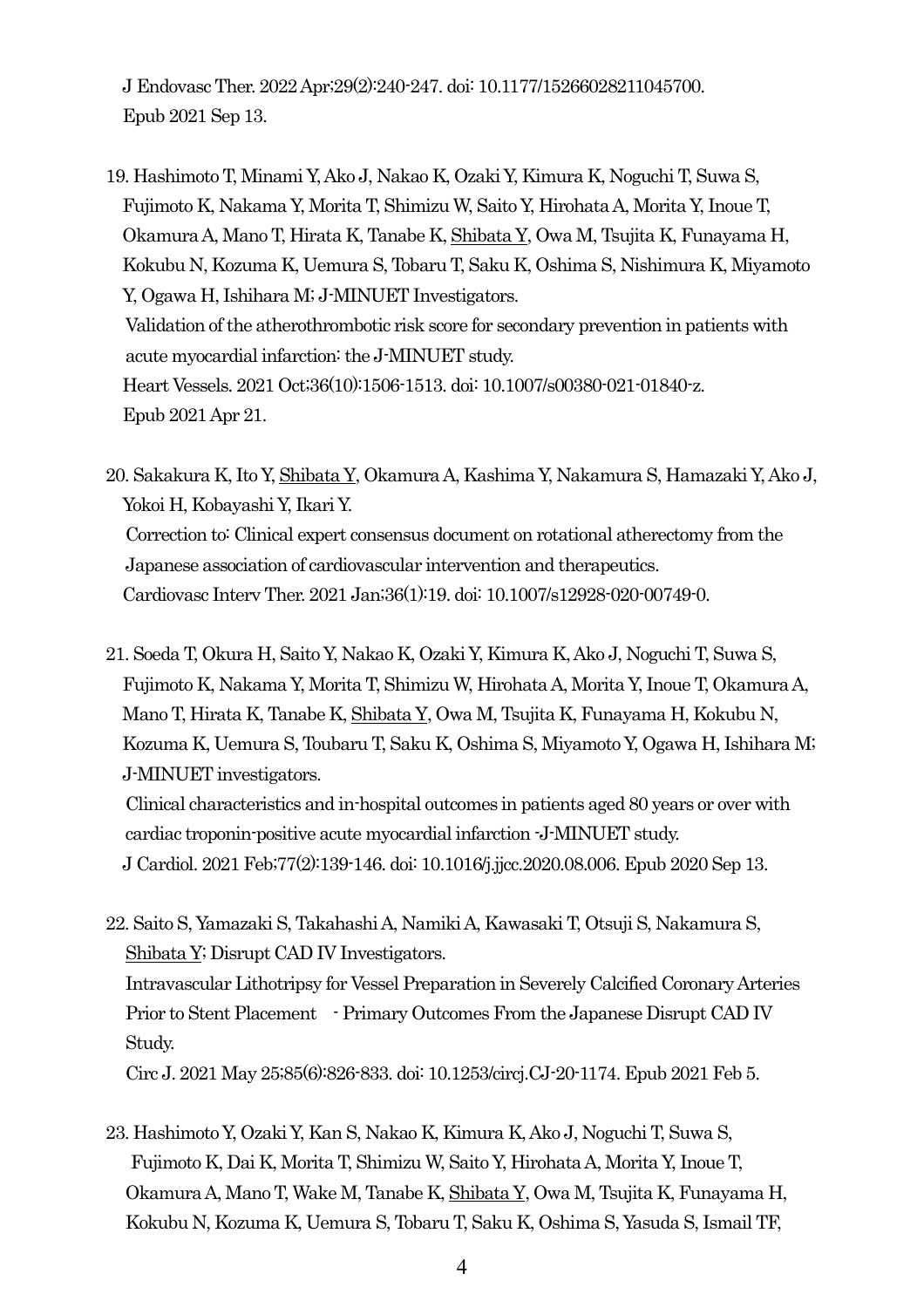J Endovasc Ther. 2022 Apr;29(2):240-247. doi: 10.1177/15266028211045700. Epub 2021 Sep 13.

19. Hashimoto T, Minami Y, Ako J, Nakao K, Ozaki Y, Kimura K, Noguchi T, Suwa S, Fujimoto K, Nakama Y, Morita T, Shimizu W, Saito Y, Hirohata A, Morita Y, Inoue T, Okamura A, Mano T, Hirata K, Tanabe K, Shibata Y, Owa M, Tsujita K, Funayama H, Kokubu N, Kozuma K, Uemura S, Tobaru T, Saku K, Oshima S, Nishimura K, Miyamoto Y, Ogawa H, Ishihara M; J-MINUET Investigators.
    Validation of the atherothrombotic risk score for secondary prevention in patients with acute myocardial infarction: the J-MINUET study.
    Heart Vessels. 2021 Oct;36(10):1506-1513. doi: 10.1007/s00380-021-01840-z. Epub 2021 Apr 21.

20. Sakakura K, Ito Y, Shibata Y, Okamura A, Kashima Y, Nakamura S, Hamazaki Y, Ako J, Yokoi H, Kobayashi Y, Ikari Y.
    Correction to: Clinical expert consensus document on rotational atherectomy from the Japanese association of cardiovascular intervention and therapeutics.
    Cardiovasc Interv Ther. 2021 Jan;36(1):19. doi: 10.1007/s12928-020-00749-0.

21. Soeda T, Okura H, Saito Y, Nakao K, Ozaki Y, Kimura K, Ako J, Noguchi T, Suwa S, Fujimoto K, Nakama Y, Morita T, Shimizu W, Hirohata A, Morita Y, Inoue T, Okamura A, Mano T, Hirata K, Tanabe K, Shibata Y, Owa M, Tsujita K, Funayama H, Kokubu N, Kozuma K, Uemura S, Toubaru T, Saku K, Oshima S, Miyamoto Y, Ogawa H, Ishihara M; J-MINUET investigators.
    Clinical characteristics and in-hospital outcomes in patients aged 80 years or over with cardiac troponin-positive acute myocardial infarction -J-MINUET study.
    J Cardiol. 2021 Feb;77(2):139-146. doi: 10.1016/j.jjcc.2020.08.006. Epub 2020 Sep 13.

22. Saito S, Yamazaki S, Takahashi A, Namiki A, Kawasaki T, Otsuji S, Nakamura S, Shibata Y; Disrupt CAD IV Investigators.
    Intravascular Lithotripsy for Vessel Preparation in Severely Calcified Coronary Arteries Prior to Stent Placement - Primary Outcomes From the Japanese Disrupt CAD IV Study.
    Circ J. 2021 May 25;85(6):826-833. doi: 10.1253/circj.CJ-20-1174. Epub 2021 Feb 5.

23. Hashimoto Y, Ozaki Y, Kan S, Nakao K, Kimura K, Ako J, Noguchi T, Suwa S, Fujimoto K, Dai K, Morita T, Shimizu W, Saito Y, Hirohata A, Morita Y, Inoue T, Okamura A, Mano T, Wake M, Tanabe K, Shibata Y, Owa M, Tsujita K, Funayama H, Kokubu N, Kozuma K, Uemura S, Tobaru T, Saku K, Oshima S, Yasuda S, Ismail TF,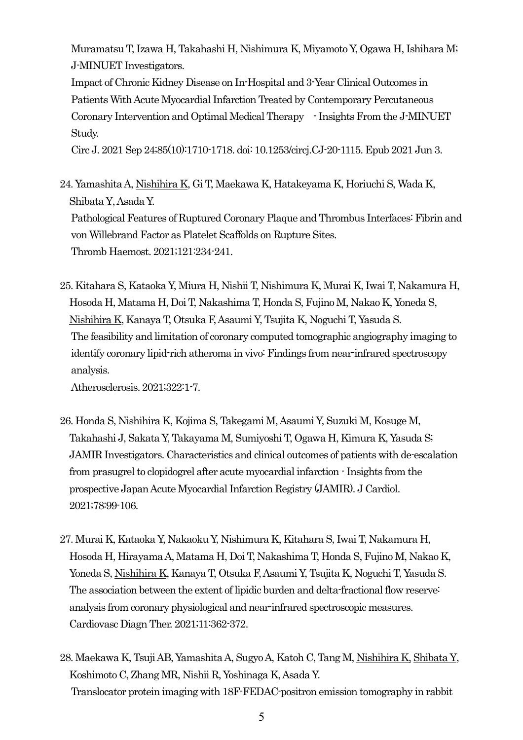Muramatsu T, Izawa H, Takahashi H, Nishimura K, Miyamoto Y, Ogawa H, Ishihara M; J-MINUET Investigators.
Impact of Chronic Kidney Disease on In-Hospital and 3-Year Clinical Outcomes in Patients With Acute Myocardial Infarction Treated by Contemporary Percutaneous Coronary Intervention and Optimal Medical Therapy　- Insights From the J-MINUET Study.
Circ J. 2021 Sep 24;85(10):1710-1718. doi: 10.1253/circj.CJ-20-1115. Epub 2021 Jun 3.

24. Yamashita A, <u>Nishihira K</u>, Gi T, Maekawa K, Hatakeyama K, Horiuchi S, Wada K, <u>Shibata Y</u>, Asada Y.
Pathological Features of Ruptured Coronary Plaque and Thrombus Interfaces: Fibrin and von Willebrand Factor as Platelet Scaffolds on Rupture Sites.
Thromb Haemost. 2021;121:234-241.

25. Kitahara S, Kataoka Y, Miura H, Nishii T, Nishimura K, Murai K, Iwai T, Nakamura H, Hosoda H, Matama H, Doi T, Nakashima T, Honda S, Fujino M, Nakao K, Yoneda S, <u>Nishihira K</u>, Kanaya T, Otsuka F, Asaumi Y, Tsujita K, Noguchi T, Yasuda S.
The feasibility and limitation of coronary computed tomographic angiography imaging to identify coronary lipid-rich atheroma in vivo: Findings from near-infrared spectroscopy analysis.
Atherosclerosis. 2021;322:1-7.

26. Honda S, <u>Nishihira K</u>, Kojima S, Takegami M, Asaumi Y, Suzuki M, Kosuge M, Takahashi J, Sakata Y, Takayama M, Sumiyoshi T, Ogawa H, Kimura K, Yasuda S; JAMIR Investigators. Characteristics and clinical outcomes of patients with de-escalation from prasugrel to clopidogrel after acute myocardial infarction - Insights from the prospective Japan Acute Myocardial Infarction Registry (JAMIR). J Cardiol. 2021;78:99-106.

27. Murai K, Kataoka Y, Nakaoku Y, Nishimura K, Kitahara S, Iwai T, Nakamura H, Hosoda H, Hirayama A, Matama H, Doi T, Nakashima T, Honda S, Fujino M, Nakao K, Yoneda S, <u>Nishihira K</u>, Kanaya T, Otsuka F, Asaumi Y, Tsujita K, Noguchi T, Yasuda S.
The association between the extent of lipidic burden and delta-fractional flow reserve: analysis from coronary physiological and near-infrared spectroscopic measures.
Cardiovasc Diagn Ther. 2021;11:362-372.

28. Maekawa K, Tsuji AB, Yamashita A, Sugyo A, Katoh C, Tang M, <u>Nishihira K</u>, <u>Shibata Y</u>, Koshimoto C, Zhang MR, Nishii R, Yoshinaga K, Asada Y.
Translocator protein imaging with 18F-FEDAC-positron emission tomography in rabbit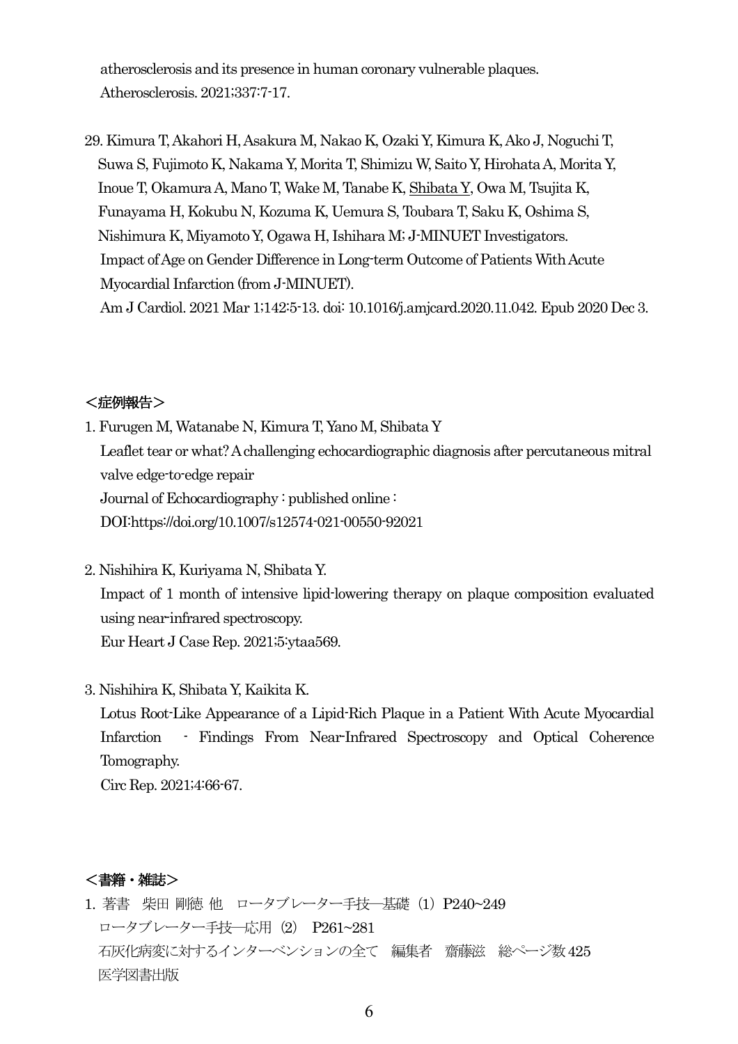atherosclerosis and its presence in human coronary vulnerable plaques.
Atherosclerosis. 2021;337:7-17.

29. Kimura T, Akahori H, Asakura M, Nakao K, Ozaki Y, Kimura K, Ako J, Noguchi T, Suwa S, Fujimoto K, Nakama Y, Morita T, Shimizu W, Saito Y, Hirohata A, Morita Y, Inoue T, Okamura A, Mano T, Wake M, Tanabe K, Shibata Y, Owa M, Tsujita K, Funayama H, Kokubu N, Kozuma K, Uemura S, Toubara T, Saku K, Oshima S, Nishimura K, Miyamoto Y, Ogawa H, Ishihara M; J-MINUET Investigators.
Impact of Age on Gender Difference in Long-term Outcome of Patients With Acute Myocardial Infarction (from J-MINUET).
Am J Cardiol. 2021 Mar 1;142:5-13. doi: 10.1016/j.amjcard.2020.11.042. Epub 2020 Dec 3.

**＜症例報告＞**

1. Furugen M, Watanabe N, Kimura T, Yano M, Shibata Y
Leaflet tear or what? A challenging echocardiographic diagnosis after percutaneous mitral valve edge-to-edge repair
Journal of Echocardiography : published online :
DOI:https://doi.org/10.1007/s12574-021-00550-92021

2. Nishihira K, Kuriyama N, Shibata Y.
Impact of 1 month of intensive lipid-lowering therapy on plaque composition evaluated using near-infrared spectroscopy.
Eur Heart J Case Rep. 2021;5:ytaa569.

3. Nishihira K, Shibata Y, Kaikita K.
Lotus Root-Like Appearance of a Lipid-Rich Plaque in a Patient With Acute Myocardial Infarction - Findings From Near-Infrared Spectroscopy and Optical Coherence Tomography.
Circ Rep. 2021;4:66-67.

**＜書籍・雑誌＞**

1. 著書　柴田 剛徳 他　ロータブレーター手技―基礎（1）P240~249
ロータブレーター手技―応用（2）P261~281
石灰化病変に対するインターベンションの全て　編集者　齋藤滋　総ページ数 425
医学図書出版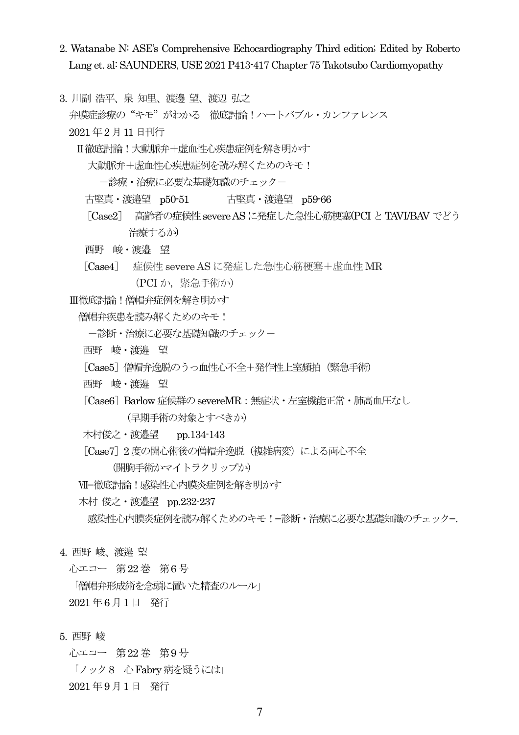2. Watanabe N: ASE's Comprehensive Echocardiography Third edition; Edited by Roberto Lang et. al: SAUNDERS, USE 2021 P413-417 Chapter 75 Takotsubo Cardiomyopathy

3. 川副 浩平、泉 知里、渡邊 望、渡辺 弘之
   弁膜症診療の"キモ"がわかる　徹底討論！ハートバブル・カンファレンス
   2021 年 2 月 11 日刊行
   
   Ⅱ徹底討論！大動脈弁＋虚血性心疾患症例を解き明かす
   
   大動脈弁＋虚血性心疾患症例を読み解くためのキモ！
   
   －診療・治療に必要な基礎知識のチェック－
   
   古堅真・渡邉望　p50-51　　　　古堅真・渡邉望　p59-66
   
   ［Case2］　高齢者の症候性 severe AS に発症した急性心筋梗塞(PCI と TAVI/BAV でどう治療するか)
   
   西野　峻・渡邉　望
   
   ［Case4］　症候性 severe AS に発症した急性心筋梗塞＋虚血性 MR
   (PCI か，緊急手術か)
   
   Ⅲ徹底討論！僧帽弁症例を解き明かす
   
   僧帽弁疾患を読み解くためのキモ！
   
   －診断・治療に必要な基礎知識のチェック－
   
   西野　峻・渡邉　望
   
   ［Case5］僧帽弁逸脱のうっ血性心不全＋発作性上室頻拍（緊急手術）
   
   西野　峻・渡邉　望
   
   ［Case6］Barlow 症候群の severeMR：無症状・左室機能正常・肺高血圧なし
   (早期手術の対象とすべきか)
   
   木村俊之・渡邉望　　pp.134-143
   
   ［Case7］2 度の開心術後の僧帽弁逸脱（複雑病変）による両心不全
   (開胸手術かマイトラクリップか)
   
   Ⅶ−徹底討論！感染性心内膜炎症例を解き明かす
   
   木村 俊之・渡邉望　pp.232-237
   
   感染性心内膜炎症例を読み解くためのキモ！−診断・治療に必要な基礎知識のチェック−.

4. 西野 峻、渡邉 望
   心エコー　第 22 巻　第 6 号
   「僧帽弁形成術を念頭に置いた精査のルール」
   2021 年 6 月 1 日　発行

5. 西野 峻
   心エコー　第 22 巻　第 9 号
   「ノック 8　心 Fabry 病を疑うには」
   2021 年 9 月 1 日　発行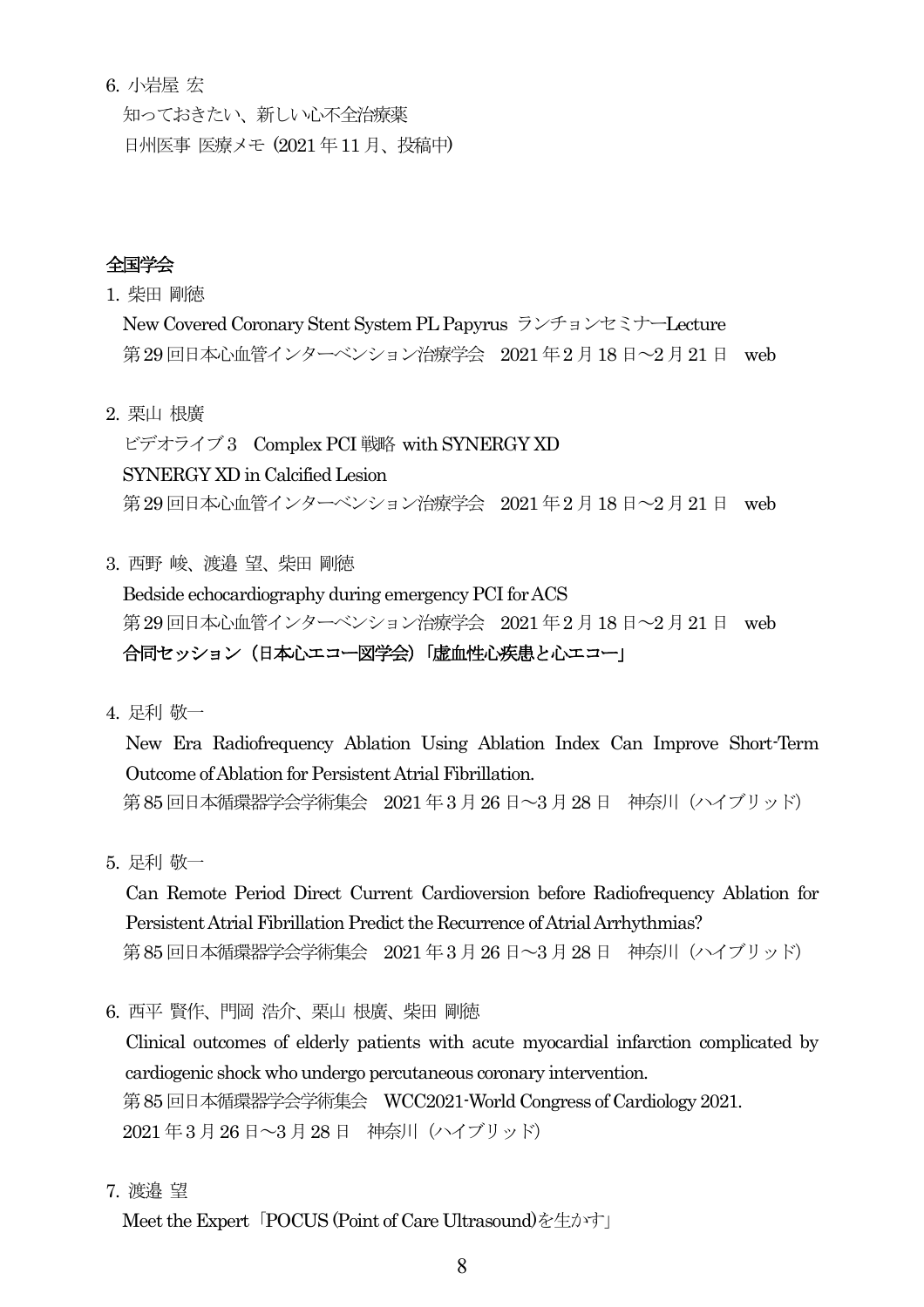6. 小岩屋 宏

知っておきたい、新しい心不全治療薬

日州医事 医療メモ (2021 年 11 月、投稿中)

**全国学会**

1. 柴田 剛徳

New Covered Coronary Stent System PL Papyrus ランチョンセミナーLecture

第 29 回日本心血管インターベンション治療学会　2021 年 2 月 18 日～2 月 21 日　web

2. 栗山 根廣

ビデオライブ 3　Complex PCI 戦略 with SYNERGY XD

SYNERGY XD in Calcified Lesion

第 29 回日本心血管インターベンション治療学会　2021 年 2 月 18 日～2 月 21 日　web

3. 西野 峻、渡邉 望、柴田 剛徳

Bedside echocardiography during emergency PCI for ACS

第 29 回日本心血管インターベンション治療学会　2021 年 2 月 18 日～2 月 21 日　web

**合同セッション（日本心エコー図学会）「虚血性心疾患と心エコー」**

4. 足利 敬一

New Era Radiofrequency Ablation Using Ablation Index Can Improve Short-Term Outcome of Ablation for Persistent Atrial Fibrillation.

第 85 回日本循環器学会学術集会　2021 年 3 月 26 日～3 月 28 日　神奈川（ハイブリッド）

5. 足利 敬一

Can Remote Period Direct Current Cardioversion before Radiofrequency Ablation for Persistent Atrial Fibrillation Predict the Recurrence of Atrial Arrhythmias?

第 85 回日本循環器学会学術集会　2021 年 3 月 26 日～3 月 28 日　神奈川（ハイブリッド）

6. 西平 賢作、門岡 浩介、栗山 根廣、柴田 剛徳

Clinical outcomes of elderly patients with acute myocardial infarction complicated by cardiogenic shock who undergo percutaneous coronary intervention.

第 85 回日本循環器学会学術集会　WCC2021-World Congress of Cardiology 2021.

2021 年 3 月 26 日～3 月 28 日　神奈川（ハイブリッド）

7. 渡邉 望

Meet the Expert「POCUS (Point of Care Ultrasound)を生かす」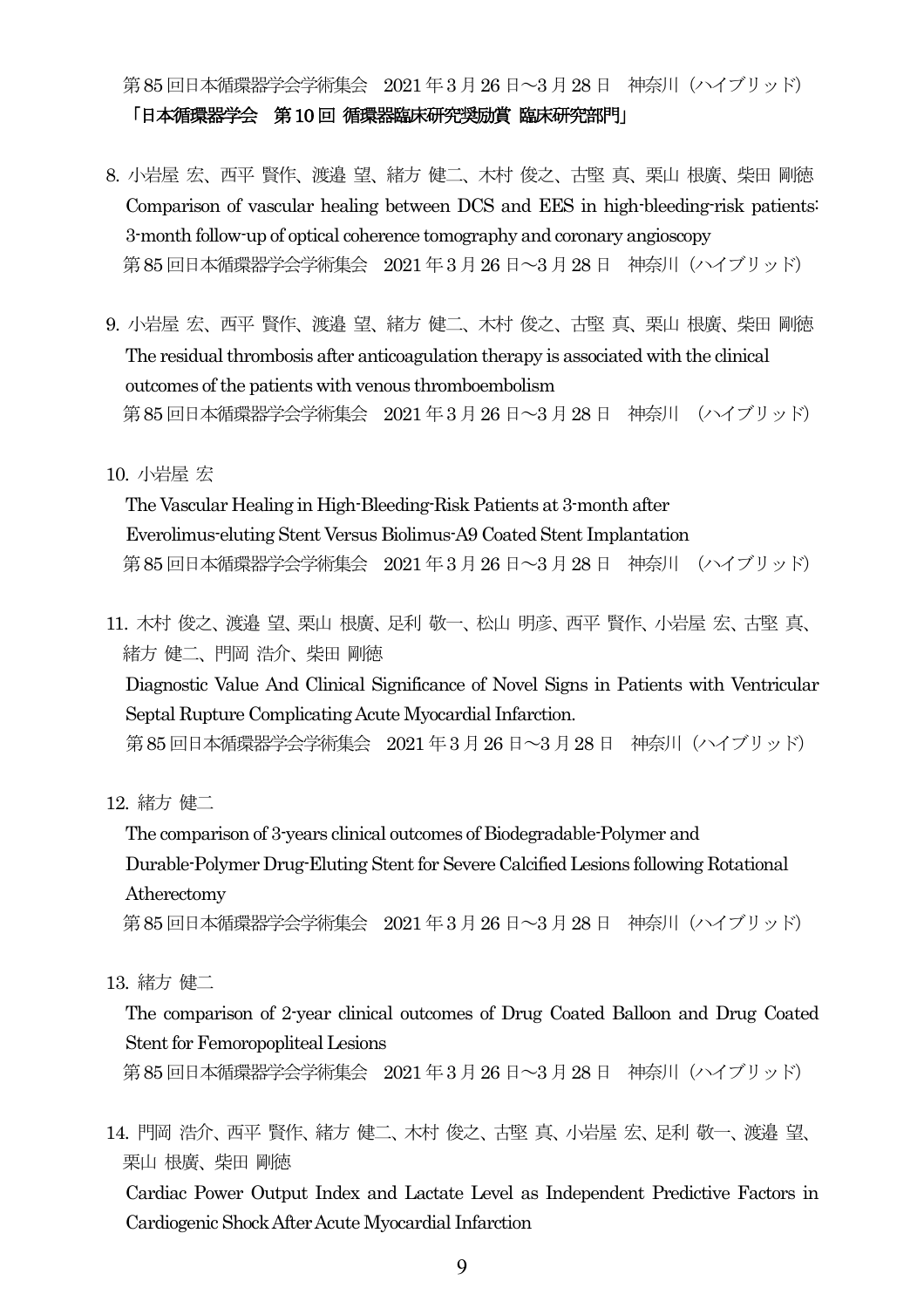第85回日本循環器学会学術集会　2021年3月26日～3月28日　神奈川（ハイブリッド）

**「日本循環器学会　第10回 循環器臨床研究奨励賞 臨床研究部門」**

8. 小岩屋 宏、西平 賢作、渡邉 望、緒方 健二、木村 俊之、古堅 真、栗山 根廣、柴田 剛徳
   Comparison of vascular healing between DCS and EES in high-bleeding-risk patients: 3-month follow-up of optical coherence tomography and coronary angioscopy
   第85回日本循環器学会学術集会　2021年3月26日～3月28日　神奈川（ハイブリッド）

9. 小岩屋 宏、西平 賢作、渡邉 望、緒方 健二、木村 俊之、古堅 真、栗山 根廣、柴田 剛徳
   The residual thrombosis after anticoagulation therapy is associated with the clinical outcomes of the patients with venous thromboembolism
   第85回日本循環器学会学術集会　2021年3月26日～3月28日　神奈川　（ハイブリッド）

10. 小岩屋 宏
    The Vascular Healing in High-Bleeding-Risk Patients at 3-month after Everolimus-eluting Stent Versus Biolimus-A9 Coated Stent Implantation
    第85回日本循環器学会学術集会　2021年3月26日～3月28日　神奈川　（ハイブリッド）

11. 木村 俊之、渡邉 望、栗山 根廣、足利 敬一、松山 明彦、西平 賢作、小岩屋 宏、古堅 真、緒方 健二、門岡 浩介、柴田 剛徳
    Diagnostic Value And Clinical Significance of Novel Signs in Patients with Ventricular Septal Rupture Complicating Acute Myocardial Infarction.
    第85回日本循環器学会学術集会　2021年3月26日～3月28日　神奈川（ハイブリッド）

12. 緒方 健二
    The comparison of 3-years clinical outcomes of Biodegradable-Polymer and Durable-Polymer Drug-Eluting Stent for Severe Calcified Lesions following Rotational Atherectomy
    第85回日本循環器学会学術集会　2021年3月26日～3月28日　神奈川（ハイブリッド）

13. 緒方 健二
    The comparison of 2-year clinical outcomes of Drug Coated Balloon and Drug Coated Stent for Femoropopliteal Lesions
    第85回日本循環器学会学術集会　2021年3月26日～3月28日　神奈川（ハイブリッド）

14. 門岡 浩介、西平 賢作、緒方 健二、木村 俊之、古堅 真、小岩屋 宏、足利 敬一、渡邉 望、栗山 根廣、柴田 剛徳
    Cardiac Power Output Index and Lactate Level as Independent Predictive Factors in Cardiogenic Shock After Acute Myocardial Infarction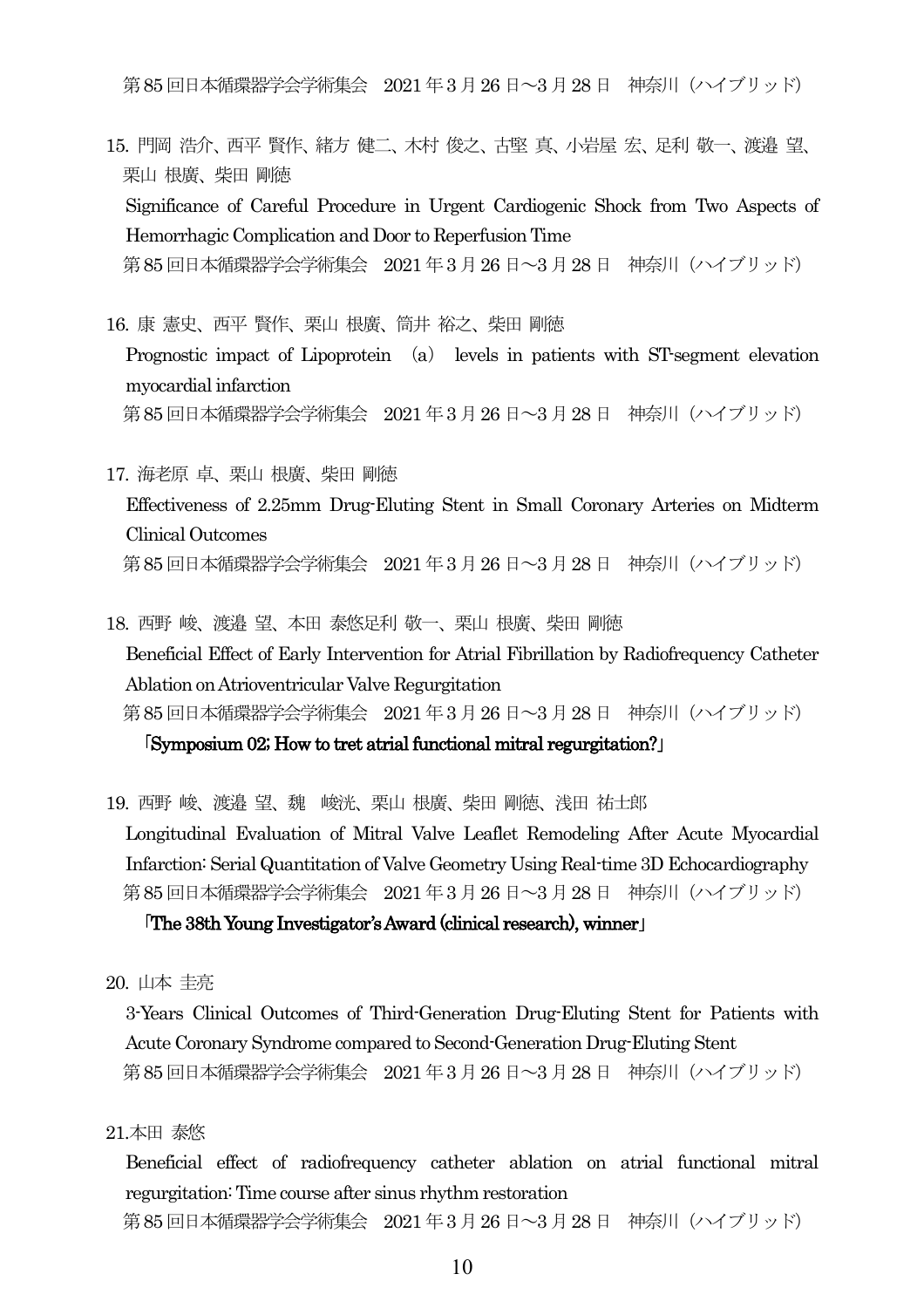第85回日本循環器学会学術集会　2021年3月26日～3月28日　神奈川（ハイブリッド）

15. 門岡 浩介、西平 賢作、緒方 健二、木村 俊之、古堅 真、小岩屋 宏、足利 敬一、渡邉 望、栗山 根廣、柴田 剛徳
Significance of Careful Procedure in Urgent Cardiogenic Shock from Two Aspects of Hemorrhagic Complication and Door to Reperfusion Time
第85回日本循環器学会学術集会　2021年3月26日～3月28日　神奈川（ハイブリッド）

16. 康 憲史、西平 賢作、栗山 根廣、筒井 裕之、柴田 剛徳
Prognostic impact of Lipoprotein （a） levels in patients with ST-segment elevation myocardial infarction
第85回日本循環器学会学術集会　2021年3月26日～3月28日　神奈川（ハイブリッド）

17. 海老原 卓、栗山 根廣、柴田 剛徳
Effectiveness of 2.25mm Drug-Eluting Stent in Small Coronary Arteries on Midterm Clinical Outcomes
第85回日本循環器学会学術集会　2021年3月26日～3月28日　神奈川（ハイブリッド）

18. 西野 峻、渡邉 望、本田 泰悠足利 敬一、栗山 根廣、柴田 剛徳
Beneficial Effect of Early Intervention for Atrial Fibrillation by Radiofrequency Catheter Ablation on Atrioventricular Valve Regurgitation
第85回日本循環器学会学術集会　2021年3月26日～3月28日　神奈川（ハイブリッド）
**「Symposium 02; How to tret atrial functional mitral regurgitation?」**

19. 西野 峻、渡邉 望、魏　峻洸、栗山 根廣、柴田 剛徳、浅田 祐士郎
Longitudinal Evaluation of Mitral Valve Leaflet Remodeling After Acute Myocardial Infarction: Serial Quantitation of Valve Geometry Using Real-time 3D Echocardiography
第85回日本循環器学会学術集会　2021年3月26日～3月28日　神奈川（ハイブリッド）
**「The 38th Young Investigator's Award (clinical research), winner」**

20. 山本 圭亮
3-Years Clinical Outcomes of Third-Generation Drug-Eluting Stent for Patients with Acute Coronary Syndrome compared to Second-Generation Drug-Eluting Stent
第85回日本循環器学会学術集会　2021年3月26日～3月28日　神奈川（ハイブリッド）

21.本田 泰悠
Beneficial effect of radiofrequency catheter ablation on atrial functional mitral regurgitation: Time course after sinus rhythm restoration
第85回日本循環器学会学術集会　2021年3月26日～3月28日　神奈川（ハイブリッド）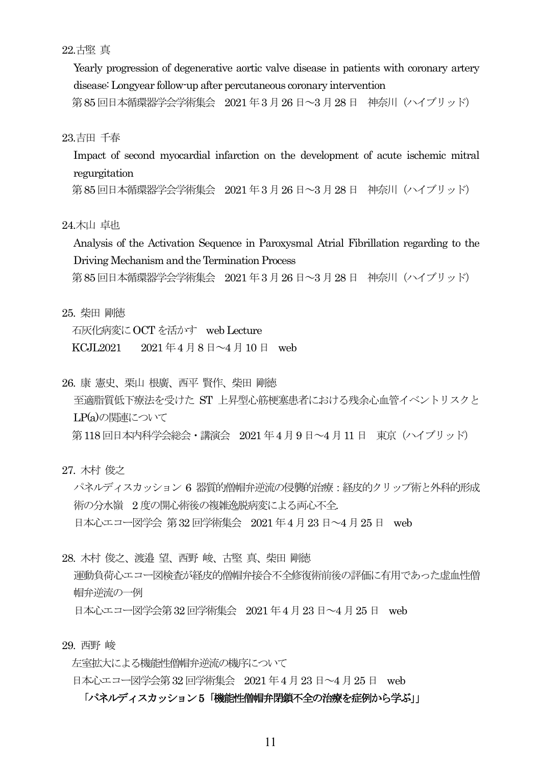22.古堅 真

Yearly progression of degenerative aortic valve disease in patients with coronary artery disease: Longyear follow-up after percutaneous coronary intervention

第85回日本循環器学会学術集会　2021年3月26日～3月28日　神奈川（ハイブリッド）

23.吉田 千春

Impact of second myocardial infarction on the development of acute ischemic mitral regurgitation

第85回日本循環器学会学術集会　2021年3月26日～3月28日　神奈川（ハイブリッド）

24.木山 卓也

Analysis of the Activation Sequence in Paroxysmal Atrial Fibrillation regarding to the Driving Mechanism and the Termination Process

第85回日本循環器学会学術集会　2021年3月26日～3月28日　神奈川（ハイブリッド）

25. 柴田 剛徳

石灰化病変にOCTを活かす　web Lecture

KCJL2021　　2021年4月8日～4月10日　web

26. 康 憲史、栗山 根廣、西平 賢作、柴田 剛徳

至適脂質低下療法を受けたST上昇型心筋梗塞患者における残余心血管イベントリスクとLP(a)の関連について

第118回日本内科学会総会・講演会　2021年4月9日～4月11日　東京（ハイブリッド）

27. 木村 俊之

パネルディスカッション6 器質的僧帽弁逆流の侵襲的治療：経皮的クリップ術と外科的形成術の分水嶺　2度の開心術後の複雑逸脱病変による両心不全.

日本心エコー図学会 第32回学術集会　2021年4月23日～4月25日　web

28. 木村 俊之、渡邉 望、西野 峻、古堅 真、柴田 剛徳

運動負荷心エコー図検査が経皮的僧帽弁接合不全修復術前後の評価に有用であった虚血性僧帽弁逆流の一例

日本心エコー図学会第32回学術集会　2021年4月23日～4月25日　web

29. 西野 峻

左室拡大による機能性僧帽弁逆流の機序について

日本心エコー図学会第32回学術集会　2021年4月23日～4月25日　web

**「パネルディスカッション5「機能性僧帽弁閉鎖不全の治療を症例から学ぶ」」**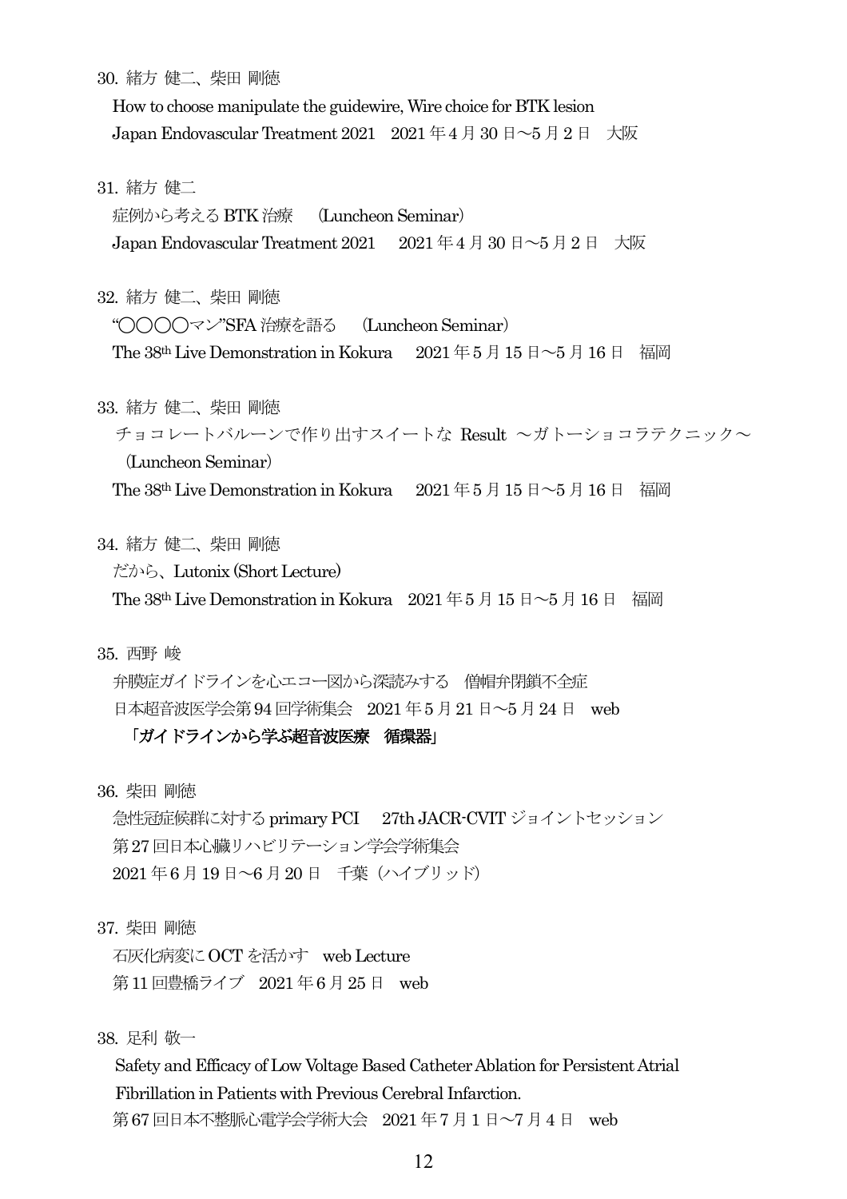30. 緒方 健二、柴田 剛徳

How to choose manipulate the guidewire, Wire choice for BTK lesion

Japan Endovascular Treatment 2021　2021 年 4 月 30 日～5 月 2 日　大阪

31. 緒方 健二

症例から考える BTK 治療　(Luncheon Seminar)

Japan Endovascular Treatment 2021　2021 年 4 月 30 日～5 月 2 日　大阪

32. 緒方 健二、柴田 剛徳

"〇〇〇〇マン"SFA 治療を語る　(Luncheon Seminar)

The 38th Live Demonstration in Kokura　2021 年 5 月 15 日～5 月 16 日　福岡

33. 緒方 健二、柴田 剛徳

チョコレートバルーンで作り出すスイートな Result ～ガトーショコラテクニック～ (Luncheon Seminar)

The 38th Live Demonstration in Kokura　2021 年 5 月 15 日～5 月 16 日　福岡

34. 緒方 健二、柴田 剛徳

だから、Lutonix (Short Lecture)

The 38th Live Demonstration in Kokura　2021 年 5 月 15 日～5 月 16 日　福岡

35. 西野 峻

弁膜症ガイドラインを心エコー図から深読みする　僧帽弁閉鎖不全症

日本超音波医学会第 94 回学術集会　2021 年 5 月 21 日～5 月 24 日　web

**「ガイドラインから学ぶ超音波医療　循環器」**

36. 柴田 剛徳

急性冠症候群に対する primary PCI　27th JACR-CVIT ジョイントセッション

第 27 回日本心臓リハビリテーション学会学術集会

2021 年 6 月 19 日～6 月 20 日　千葉（ハイブリッド）

37. 柴田 剛徳

石灰化病変に OCT を活かす　web Lecture

第 11 回豊橋ライブ　2021 年 6 月 25 日　web

38. 足利 敬一

Safety and Efficacy of Low Voltage Based Catheter Ablation for Persistent Atrial Fibrillation in Patients with Previous Cerebral Infarction.

第 67 回日本不整脈心電学会学術大会　2021 年 7 月 1 日～7 月 4 日　web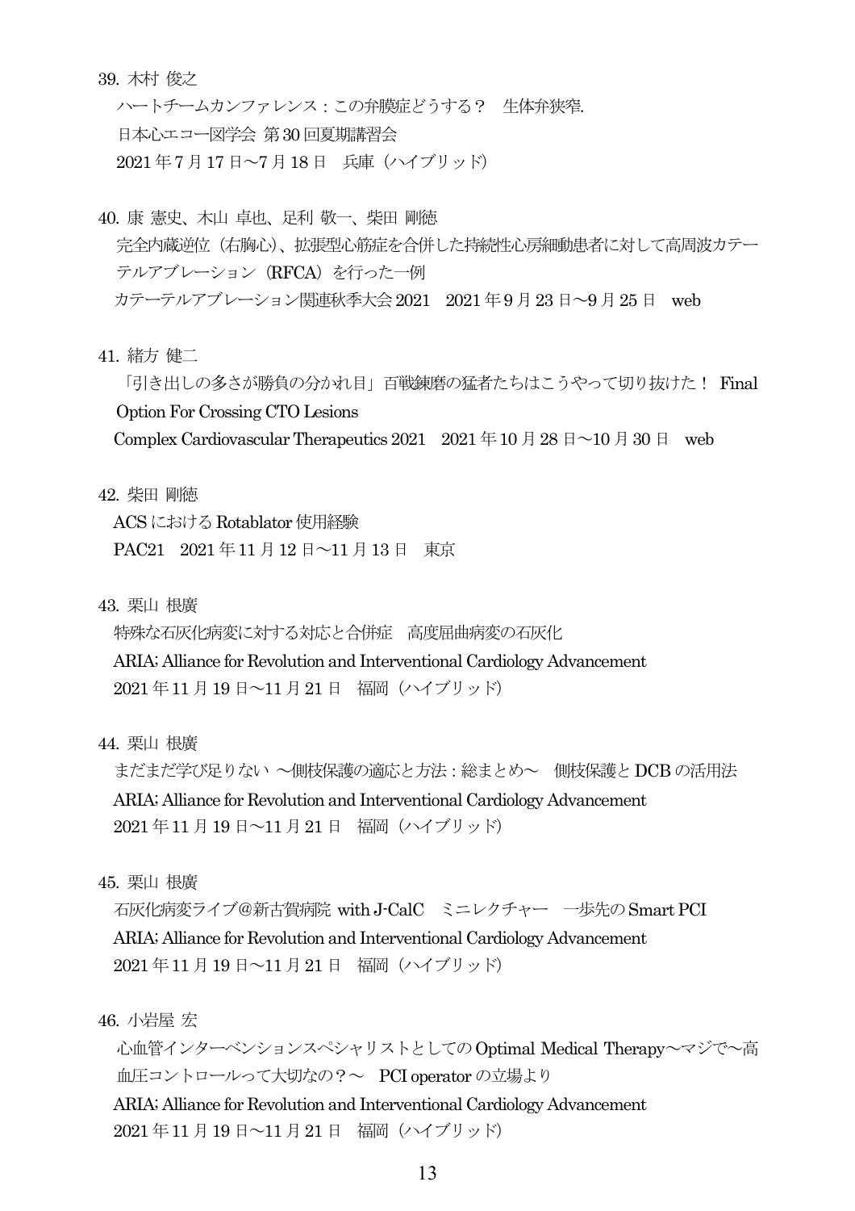39. 木村 俊之

ハートチームカンファレンス：この弁膜症どうする？　生体弁狭窄.

日本心エコー図学会 第30回夏期講習会

2021年7月17日〜7月18日　兵庫（ハイブリッド）

40. 康 憲史、木山 卓也、足利 敬一、柴田 剛徳

完全内蔵逆位（右胸心）、拡張型心筋症を合併した持続性心房細動患者に対して高周波カテーテルアブレーション（RFCA）を行った一例

カテーテルアブレーション関連秋季大会2021　2021年9月23日〜9月25日　web

41. 緒方 健二

「引き出しの多さが勝負の分かれ目」百戦錬磨の猛者たちはこうやって切り抜けた！ Final Option For Crossing CTO Lesions

Complex Cardiovascular Therapeutics 2021　2021年10月28日〜10月30日　web

42. 柴田 剛徳

ACSにおけるRotablator使用経験

PAC21　2021年11月12日〜11月13日　東京

43. 栗山 根廣

特殊な石灰化病変に対する対応と合併症　高度屈曲病変の石灰化

ARIA; Alliance for Revolution and Interventional Cardiology Advancement

2021年11月19日〜11月21日　福岡（ハイブリッド）

44. 栗山 根廣

まだまだ学び足りない 〜側枝保護の適応と方法：総まとめ〜　側枝保護とDCBの活用法

ARIA; Alliance for Revolution and Interventional Cardiology Advancement

2021年11月19日〜11月21日　福岡（ハイブリッド）

45. 栗山 根廣

石灰化病変ライブ@新古賀病院 with J-CalC　ミニレクチャー　一歩先のSmart PCI

ARIA; Alliance for Revolution and Interventional Cardiology Advancement

2021年11月19日〜11月21日　福岡（ハイブリッド）

46. 小岩屋 宏

心血管インターベンションスペシャリストとしてのOptimal Medical Therapy〜マジで〜高血圧コントロールって大切なの？〜　PCI operatorの立場より

ARIA; Alliance for Revolution and Interventional Cardiology Advancement

2021年11月19日〜11月21日　福岡（ハイブリッド）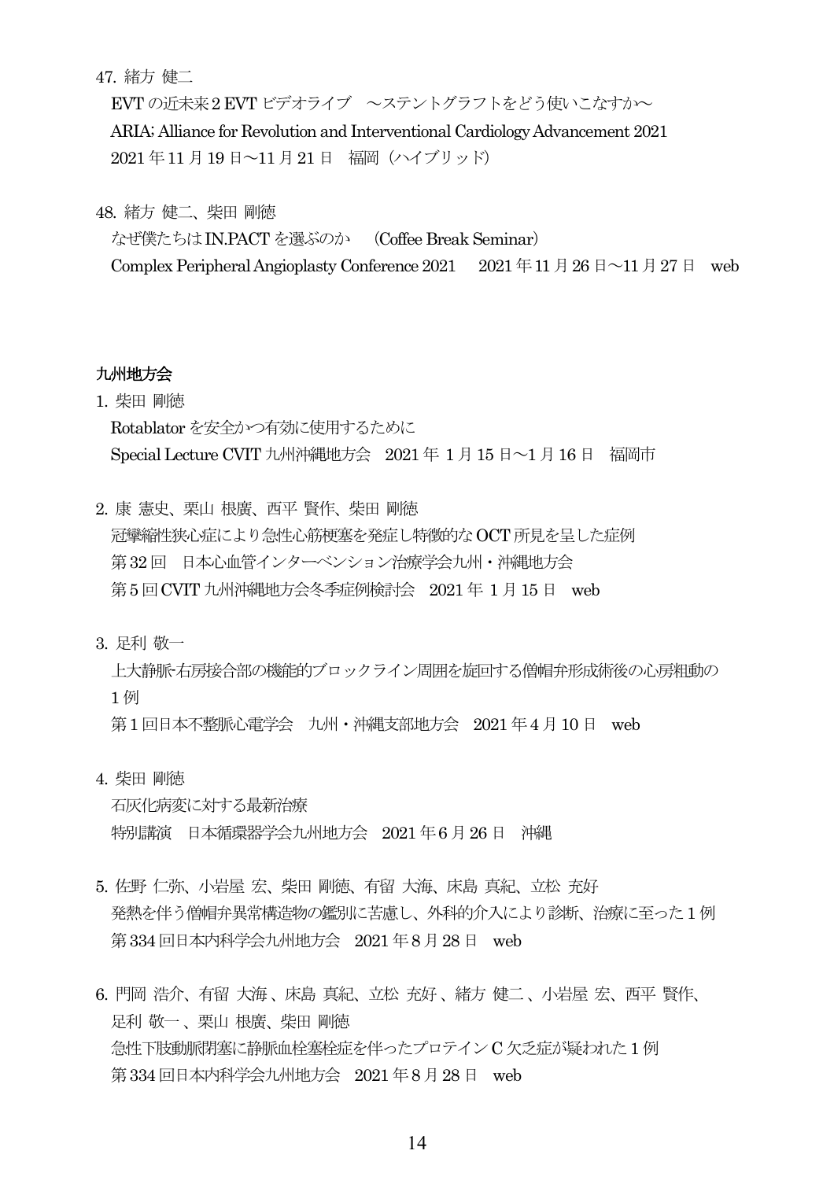47. 緒方 健二

EVT の近未来2 EVT ビデオライブ　～ステントグラフトをどう使いこなすか～

ARIA: Alliance for Revolution and Interventional Cardiology Advancement 2021

2021 年 11 月 19 日～11 月 21 日　福岡（ハイブリッド）

48. 緒方 健二、柴田 剛徳

なぜ僕たちは IN.PACT を選ぶのか　（Coffee Break Seminar）

Complex Peripheral Angioplasty Conference 2021　2021 年 11 月 26 日～11 月 27 日　web

**九州地方会**

1. 柴田 剛徳

Rotablator を安全かつ有効に使用するために

Special Lecture CVIT 九州沖縄地方会　2021 年 1 月 15 日～1 月 16 日　福岡市

2. 康 憲史、栗山 根廣、西平 賢作、柴田 剛徳

冠攣縮性狭心症により急性心筋梗塞を発症し特徴的な OCT 所見を呈した症例

第 32 回　日本心血管インターベンション治療学会九州・沖縄地方会

第 5 回 CVIT 九州沖縄地方会冬季症例検討会　2021 年 1 月 15 日　web

3. 足利 敬一

上大静脈-右房接合部の機能的ブロックライン周囲を旋回する僧帽弁形成術後の心房粗動の 1 例

第 1 回日本不整脈心電学会　九州・沖縄支部地方会　2021 年 4 月 10 日　web

4. 柴田 剛徳

石灰化病変に対する最新治療

特別講演　日本循環器学会九州地方会　2021 年 6 月 26 日　沖縄

5. 佐野 仁弥、小岩屋 宏、柴田 剛徳、有留 大海、床島 真紀、立松 充好

発熱を伴う僧帽弁異常構造物の鑑別に苦慮し、外科的介入により診断、治療に至った 1 例

第 334 回日本内科学会九州地方会　2021 年 8 月 28 日　web

6. 門岡 浩介、有留 大海 、床島 真紀、立松 充好 、緒方 健二 、小岩屋 宏、西平 賢作、足利 敬一 、栗山 根廣、柴田 剛徳

急性下肢動脈閉塞に静脈血栓塞栓症を伴ったプロテイン C 欠乏症が疑われた 1 例

第 334 回日本内科学会九州地方会　2021 年 8 月 28 日　web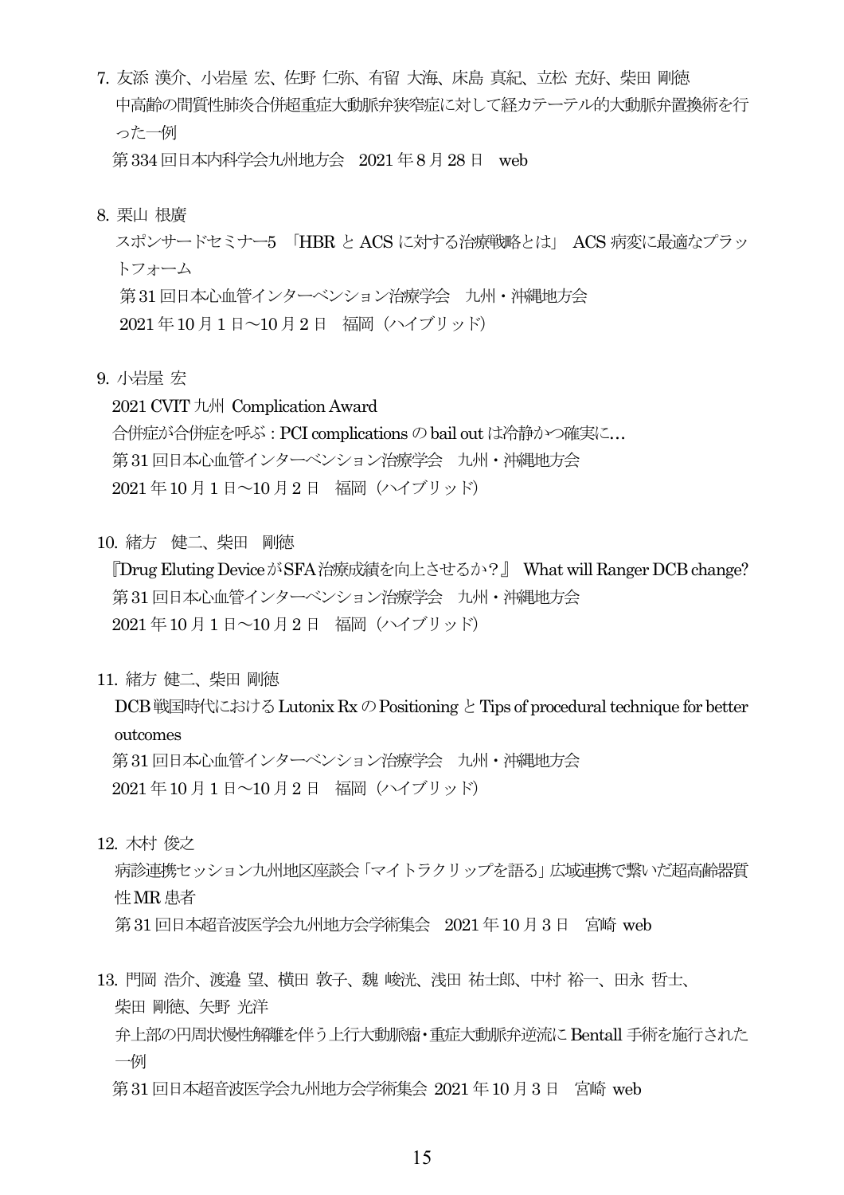7. 友添 漢介、小岩屋 宏、佐野 仁弥、有留 大海、床島 真紀、立松 充好、柴田 剛徳
   中高齢の間質性肺炎合併超重症大動脈弁狭窄症に対して経カテーテル的大動脈弁置換術を行った一例
   第334回日本内科学会九州地方会　2021年8月28日　web

8. 栗山 根廣
   スポンサードセミナー5 「HBR と ACS に対する治療戦略とは」 ACS 病変に最適なプラットフォーム
   第31回日本心血管インターベンション治療学会　九州・沖縄地方会
   2021年10月1日～10月2日　福岡（ハイブリッド）

9. 小岩屋 宏
   2021 CVIT 九州 Complication Award
   合併症が合併症を呼ぶ : PCI complications の bail out は冷静かつ確実に…
   第31回日本心血管インターベンション治療学会　九州・沖縄地方会
   2021年10月1日～10月2日　福岡（ハイブリッド）

10. 緒方　健二、柴田　剛徳
    『Drug Eluting Device がSFA治療成績を向上させるか？』 What will Ranger DCB change?
    第31回日本心血管インターベンション治療学会　九州・沖縄地方会
    2021年10月1日～10月2日　福岡（ハイブリッド）

11. 緒方 健二、柴田 剛徳
    DCB戦国時代における Lutonix Rx の Positioning と Tips of procedural technique for better outcomes
    第31回日本心血管インターベンション治療学会　九州・沖縄地方会
    2021年10月1日～10月2日　福岡（ハイブリッド）

12. 木村 俊之
    病診連携セッション九州地区座談会「マイトラクリップを語る」広域連携で繋いだ超高齢器質性MR患者
    第31回日本超音波医学会九州地方会学術集会　2021年10月3日　宮崎 web

13. 門岡 浩介、渡邉 望、横田 敦子、魏 峻洸、浅田 祐士郎、中村 裕一、田永 哲士、柴田 剛徳、矢野 光洋
    弁上部の円周状慢性解離を伴う上行大動脈瘤・重症大動脈弁逆流に Bentall 手術を施行された一例
    第31回日本超音波医学会九州地方会学術集会 2021年10月3日　宮崎 web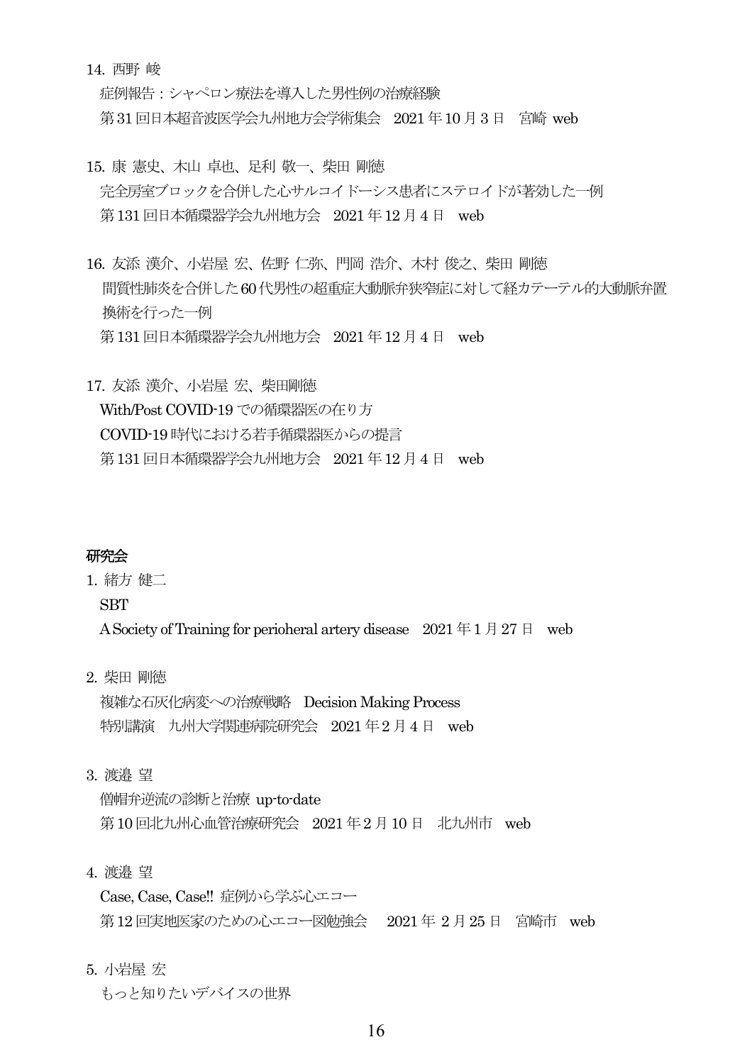14. 西野 峻

　症例報告：シャペロン療法を導入した男性例の治療経験

　第31回日本超音波医学会九州地方会学術集会　2021年10月3日　宮崎 web

15. 康 憲史、木山 卓也、足利 敬一、柴田 剛徳

　完全房室ブロックを合併した心サルコイドーシス患者にステロイドが著効した一例

　第131回日本循環器学会九州地方会　2021年12月4日　web

16. 友添 漢介、小岩屋 宏、佐野 仁弥、門岡 浩介、木村 俊之、柴田 剛徳

　間質性肺炎を合併した60代男性の超重症大動脈弁狭窄症に対して経カテーテル的大動脈弁置換術を行った一例

　第131回日本循環器学会九州地方会　2021年12月4日　web

17. 友添 漢介、小岩屋 宏、柴田剛徳

　With/Post COVID-19での循環器医の在り方

　COVID-19時代における若手循環器医からの提言

　第131回日本循環器学会九州地方会　2021年12月4日　web

### 研究会

1. 緒方 健二

　SBT

　A Society of Training for perioheral artery disease　2021年1月27日　web

2. 柴田 剛徳

　複雑な石灰化病変への治療戦略　Decision Making Process

　特別講演　九州大学関連病院研究会　2021年2月4日　web

3. 渡邉 望

　僧帽弁逆流の診断と治療 up-to-date

　第10回北九州心血管治療研究会　2021年2月10日　北九州市　web

4. 渡邉 望

　Case, Case, Case!! 症例から学ぶ心エコー

　第12回実地医家のための心エコー図勉強会　2021年 2月25日　宮崎市　web

5. 小岩屋 宏

　もっと知りたいデバイスの世界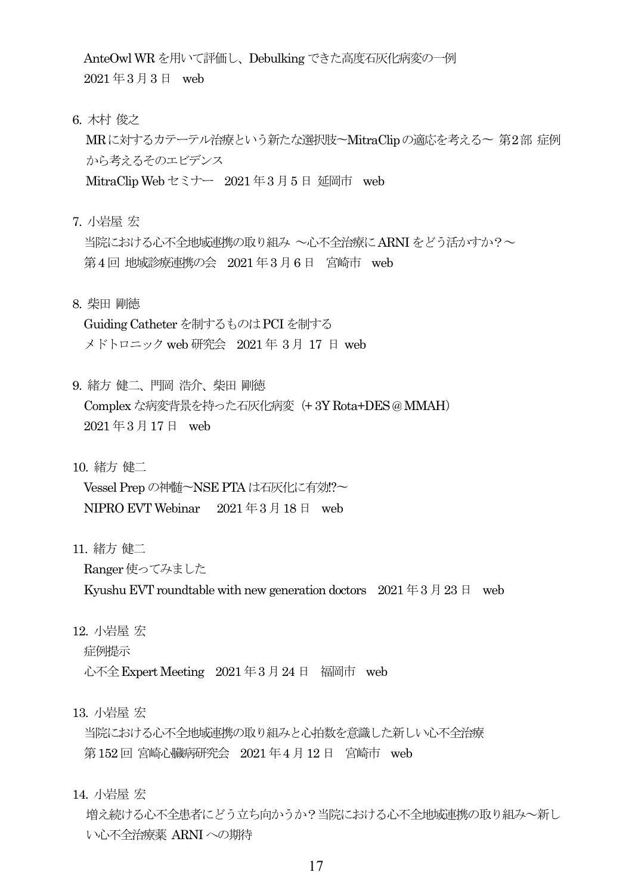AnteOwl WR を用いて評価し、Debulking できた高度石灰化病変の一例
2021 年 3 月 3 日　web

6. 木村 俊之
   MR に対するカテーテル治療という新たな選択肢～MitraClip の適応を考える～ 第2部 症例から考えるそのエビデンス
   MitraClip Web セミナー　2021 年 3 月 5 日 延岡市　web

7. 小岩屋 宏
   当院における心不全地域連携の取り組み ～心不全治療に ARNI をどう活かすか？～
   第 4 回 地域診療連携の会　2021 年 3 月 6 日　宮崎市　web

8. 柴田 剛徳
   Guiding Catheter を制するものは PCI を制する
   メドトロニック web 研究会　2021 年 3 月 17 日 web

9. 緒方 健二、門岡 浩介、柴田 剛徳
   Complex な病変背景を持った石灰化病変（+ 3Y Rota+DES＠MMAH）
   2021 年 3 月 17 日　web

10. 緒方 健二
    Vessel Prep の神髄～NSE PTA は石灰化に有効!?～
    NIPRO EVT Webinar　 2021 年 3 月 18 日　web

11. 緒方 健二
    Ranger 使ってみました
    Kyushu EVT roundtable with new generation doctors　2021 年 3 月 23 日　web

12. 小岩屋 宏
    症例提示
    心不全 Expert Meeting　2021 年 3 月 24 日　福岡市　web

13. 小岩屋 宏
    当院における心不全地域連携の取り組みと心拍数を意識した新しい心不全治療
    第 152 回 宮崎心臓病研究会　2021 年 4 月 12 日　宮崎市　web

14. 小岩屋 宏
    増え続ける心不全患者にどう立ち向かうか？当院における心不全地域連携の取り組み～新しい心不全治療薬 ARNI への期待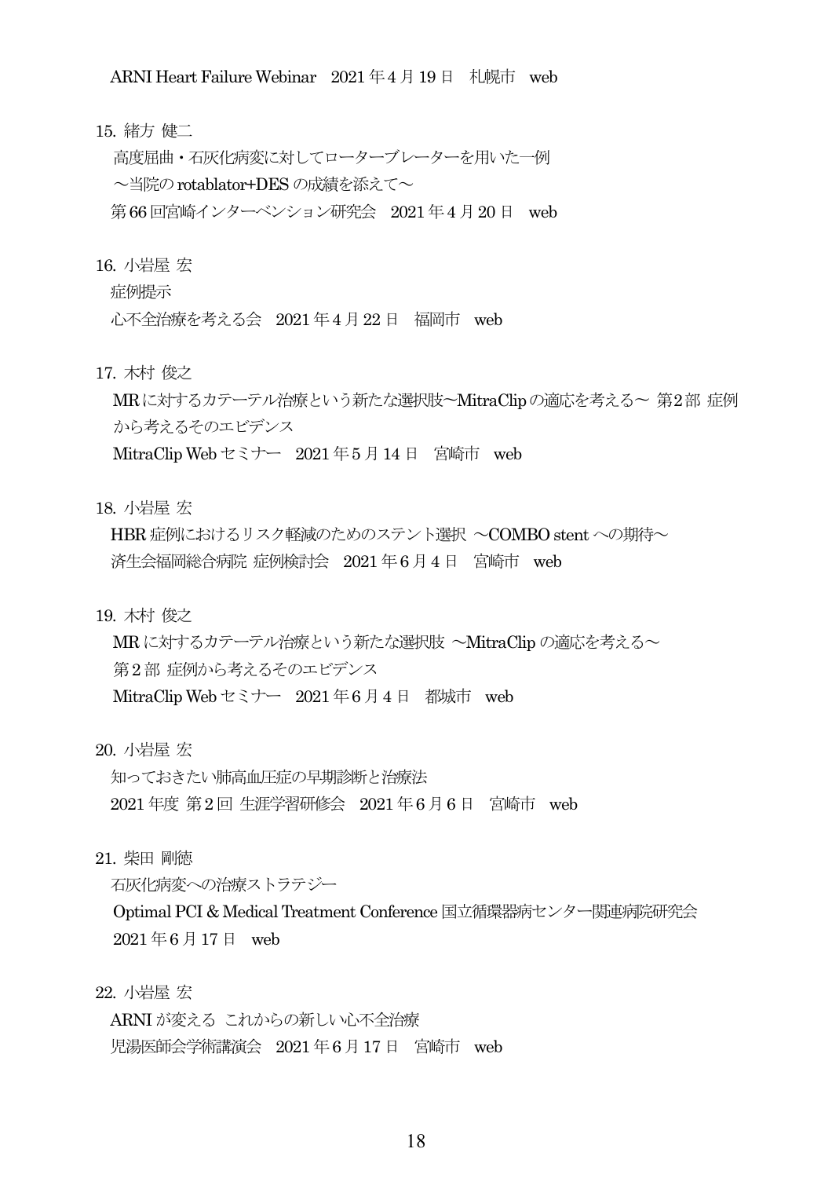ARNI Heart Failure Webinar　2021 年 4 月 19 日　札幌市　web

15. 緒方 健二

高度屈曲・石灰化病変に対してローターブレーターを用いた一例

～当院の rotablator+DES の成績を添えて～

第 66 回宮崎インターベンション研究会　2021 年 4 月 20 日　web

16. 小岩屋 宏

症例提示

心不全治療を考える会　2021 年 4 月 22 日　福岡市　web

17. 木村 俊之

MR に対するカテーテル治療という新たな選択肢～MitraClip の適応を考える～ 第 2 部 症例から考えるそのエビデンス

MitraClip Web セミナー　2021 年 5 月 14 日　宮崎市　web

18. 小岩屋 宏

HBR 症例におけるリスク軽減のためのステント選択 ～COMBO stent への期待～

済生会福岡総合病院 症例検討会　2021 年 6 月 4 日　宮崎市　web

19. 木村 俊之

MR に対するカテーテル治療という新たな選択肢 ～MitraClip の適応を考える～

第 2 部 症例から考えるそのエビデンス

MitraClip Web セミナー　2021 年 6 月 4 日　都城市　web

20. 小岩屋 宏

知っておきたい肺高血圧症の早期診断と治療法

2021 年度 第 2 回 生涯学習研修会　2021 年 6 月 6 日　宮崎市　web

21. 柴田 剛徳

石灰化病変への治療ストラテジー

Optimal PCI & Medical Treatment Conference 国立循環器病センター関連病院研究会

2021 年 6 月 17 日　web

22. 小岩屋 宏

ARNI が変える これからの新しい心不全治療

児湯医師会学術講演会　2021 年 6 月 17 日　宮崎市　web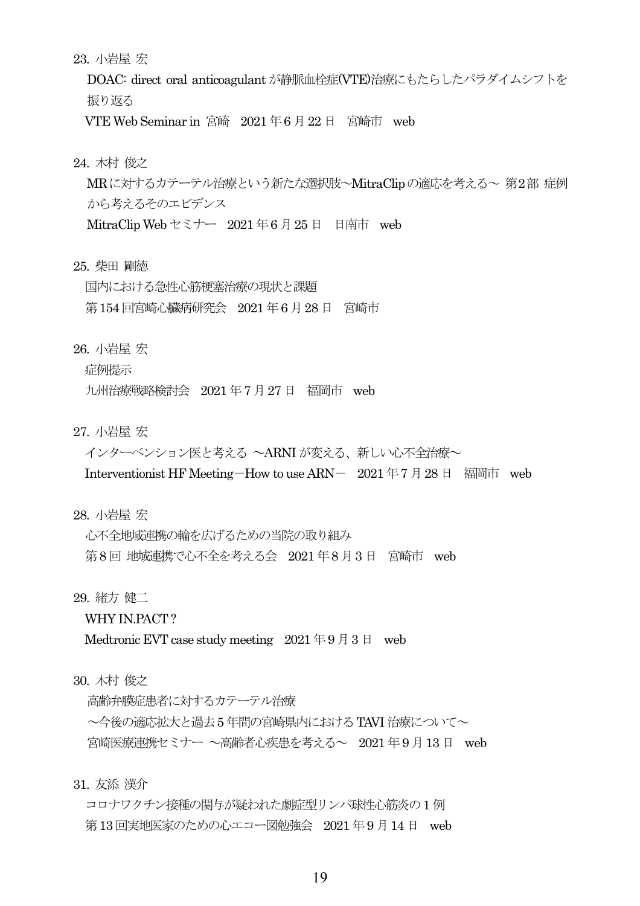23. 小岩屋 宏

DOAC: direct oral anticoagulant が静脈血栓症(VTE)治療にもたらしたパラダイムシフトを振り返る

VTE Web Seminar in 宮崎　2021 年 6 月 22 日　宮崎市　web

24. 木村 俊之

MR に対するカテーテル治療という新たな選択肢～MitraClip の適応を考える～ 第2部 症例から考えるそのエビデンス

MitraClip Web セミナー　2021 年 6 月 25 日　日南市　web

25. 柴田 剛徳

国内における急性心筋梗塞治療の現状と課題

第 154 回宮崎心臓病研究会　2021 年 6 月 28 日　宮崎市

26. 小岩屋 宏

症例提示

九州治療戦略検討会　2021 年 7 月 27 日　福岡市　web

27. 小岩屋 宏

インターベンション医と考える ～ARNI が変える、新しい心不全治療～

Interventionist HF Meeting－How to use ARN－　2021 年 7 月 28 日　福岡市　web

28. 小岩屋 宏

心不全地域連携の輪を広げるための当院の取り組み

第 8 回 地域連携で心不全を考える会　2021 年 8 月 3 日　宮崎市　web

29. 緒方 健二

WHY IN.PACT？

Medtronic EVT case study meeting　2021 年 9 月 3 日　web

30. 木村 俊之

高齢弁膜症患者に対するカテーテル治療

～今後の適応拡大と過去 5 年間の宮崎県内における TAVI 治療について～

宮崎医療連携セミナー ～高齢者心疾患を考える～　2021 年 9 月 13 日　web

31. 友添 漢介

コロナワクチン接種の関与が疑われた劇症型リンパ球性心筋炎の 1 例

第 13 回実地医家のための心エコー図勉強会　2021 年 9 月 14 日　web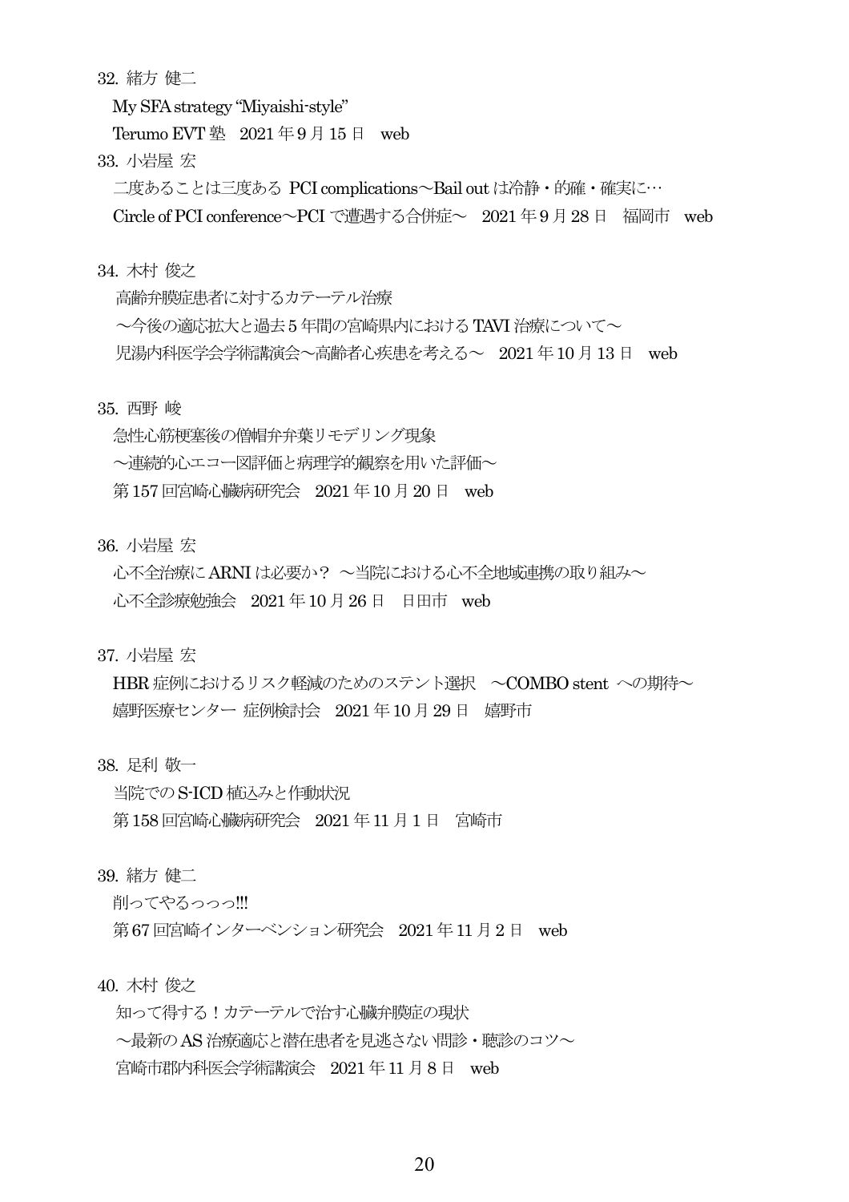32. 緒方 健二

My SFA strategy "Miyaishi-style"

Terumo EVT 塾　2021 年 9 月 15 日　web

33. 小岩屋 宏

二度あることは三度ある PCI complications～Bail out は冷静・的確・確実に…

Circle of PCI conference～PCI で遭遇する合併症～　2021 年 9 月 28 日　福岡市　web

34. 木村 俊之

高齢弁膜症患者に対するカテーテル治療

～今後の適応拡大と過去 5 年間の宮崎県内における TAVI 治療について～

児湯内科医学会学術講演会～高齢者心疾患を考える～　2021 年 10 月 13 日　web

35. 西野 峻

急性心筋梗塞後の僧帽弁弁葉リモデリング現象

～連続的心エコー図評価と病理学的観察を用いた評価～

第 157 回宮崎心臓病研究会　2021 年 10 月 20 日　web

36. 小岩屋 宏

心不全治療に ARNI は必要か？ ～当院における心不全地域連携の取り組み～

心不全診療勉強会　2021 年 10 月 26 日　日田市　web

37. 小岩屋 宏

HBR 症例におけるリスク軽減のためのステント選択　～COMBO stent への期待～

嬉野医療センター 症例検討会　2021 年 10 月 29 日　嬉野市

38. 足利 敬一

当院での S-ICD 植込みと作動状況

第 158 回宮崎心臓病研究会　2021 年 11 月 1 日　宮崎市

39. 緒方 健二

削ってやるっっっ!!!

第 67 回宮崎インターベンション研究会　2021 年 11 月 2 日　web

40. 木村 俊之

知って得する！カテーテルで治す心臓弁膜症の現状

～最新の AS 治療適応と潜在患者を見逃さない問診・聴診のコツ～

宮崎市郡内科医会学術講演会　2021 年 11 月 8 日　web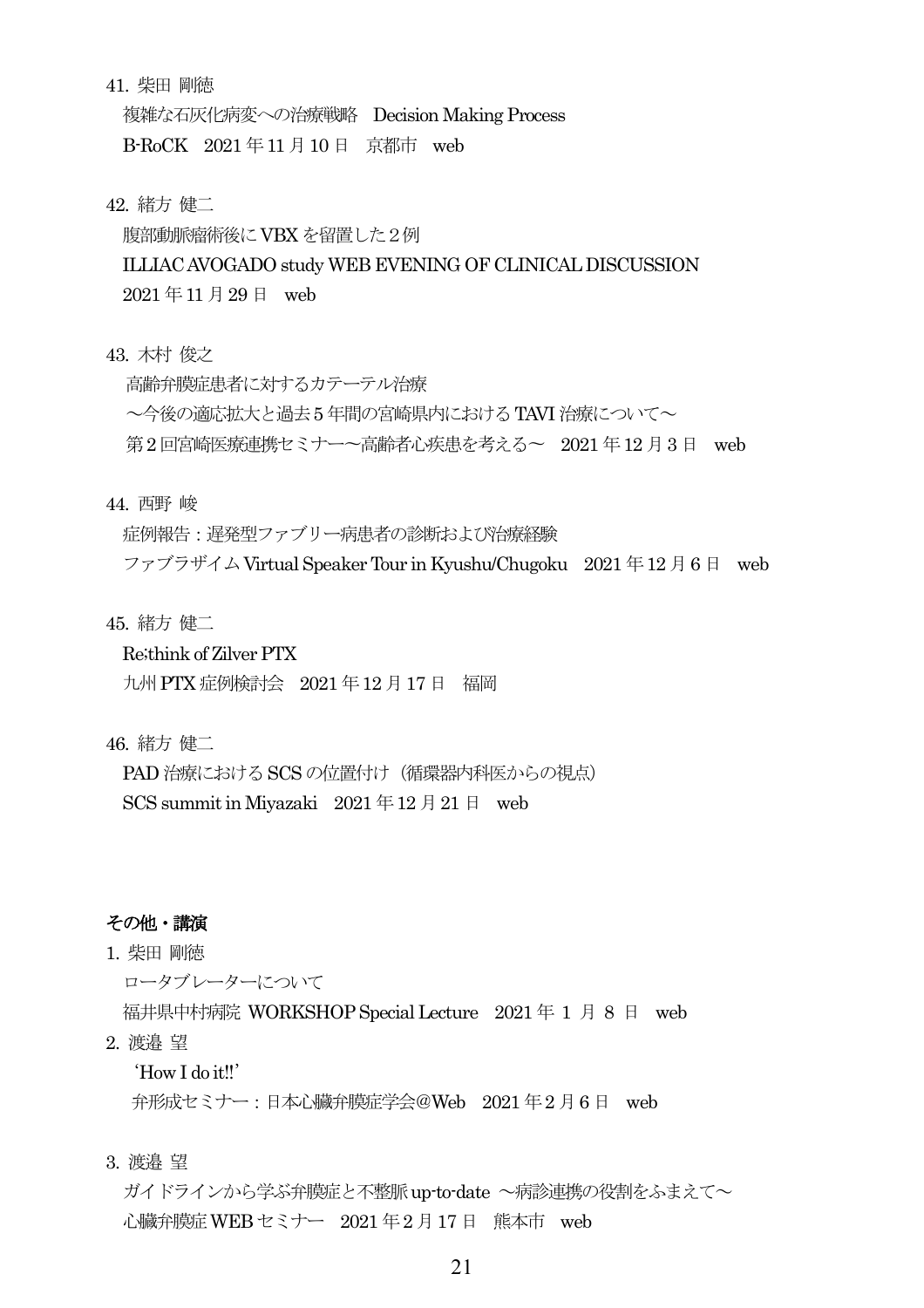41. 柴田 剛徳

複雑な石灰化病変への治療戦略　Decision Making Process

B-RoCK　2021 年 11 月 10 日　京都市　web

42. 緒方 健二

腹部動脈瘤術後に VBX を留置した２例

ILLIAC AVOGADO study WEB EVENING OF CLINICAL DISCUSSION

2021 年 11 月 29 日　web

43. 木村 俊之

高齢弁膜症患者に対するカテーテル治療

～今後の適応拡大と過去 5 年間の宮崎県内における TAVI 治療について～

第 2 回宮崎医療連携セミナー～高齢者心疾患を考える～　2021 年 12 月 3 日　web

44. 西野 峻

症例報告：遅発型ファブリー病患者の診断および治療経験

ファブラザイム Virtual Speaker Tour in Kyushu/Chugoku　2021 年 12 月 6 日　web

45. 緒方 健二

Re:think of Zilver PTX

九州 PTX 症例検討会　2021 年 12 月 17 日　福岡

46. 緒方 健二

PAD 治療における SCS の位置付け（循環器内科医からの視点）

SCS summit in Miyazaki　2021 年 12 月 21 日　web

**その他・講演**

1. 柴田 剛徳

ロータブレーターについて

福井県中村病院 WORKSHOP Special Lecture　2021 年 1 月 8 日　web

2. 渡邉 望

‘How I do it!!’

弁形成セミナー：日本心臓弁膜症学会@Web　2021 年 2 月 6 日　web

3. 渡邉 望

ガイドラインから学ぶ弁膜症と不整脈 up-to-date ～病診連携の役割をふまえて～

心臓弁膜症 WEB セミナー　2021 年 2 月 17 日　熊本市　web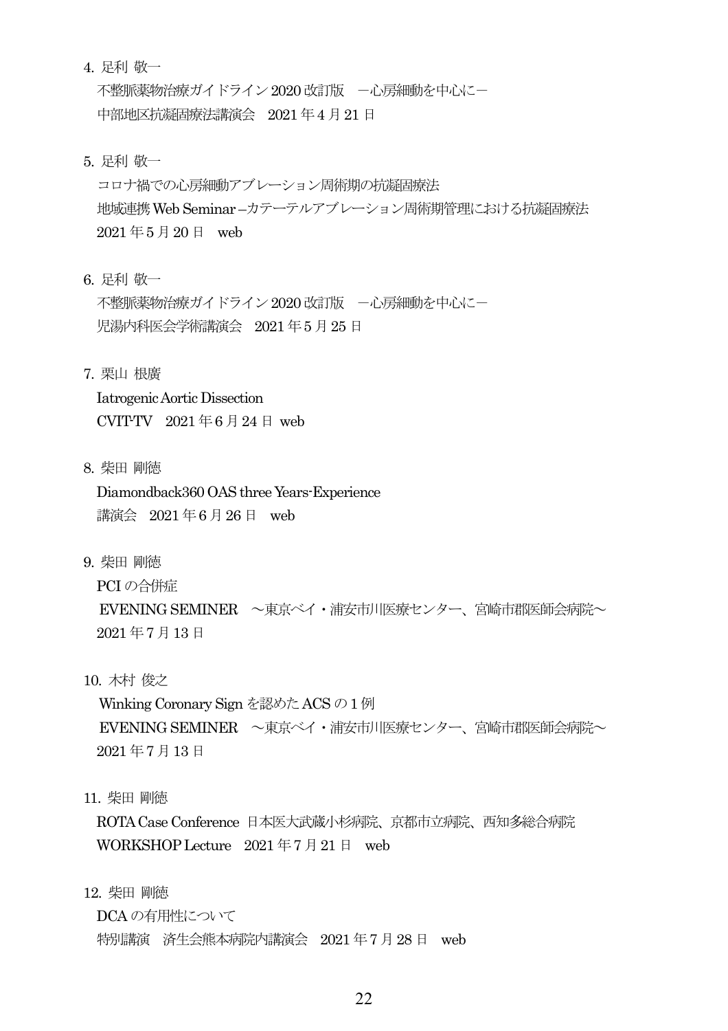4. 足利 敬一

   不整脈薬物治療ガイドライン 2020 改訂版　−心房細動を中心に−

   中部地区抗凝固療法講演会　2021 年 4 月 21 日

5. 足利 敬一

   コロナ禍での心房細動アブレーション周術期の抗凝固療法

   地域連携 Web Seminar –カテーテルアブレーション周術期管理における抗凝固療法

   2021 年 5 月 20 日　web

6. 足利 敬一

   不整脈薬物治療ガイドライン 2020 改訂版　−心房細動を中心に−

   児湯内科医会学術講演会　2021 年 5 月 25 日

7. 栗山 根廣

   Iatrogenic Aortic Dissection

   CVIT-TV　2021 年 6 月 24 日 web

8. 柴田 剛徳

   Diamondback360 OAS three Years-Experience

   講演会　2021 年 6 月 26 日　web

9. 柴田 剛徳

   PCI の合併症

   EVENING SEMINER　〜東京ベイ・浦安市川医療センター、宮崎市郡医師会病院〜

   2021 年 7 月 13 日

10. 木村 俊之

    Winking Coronary Sign を認めた ACS の 1 例

    EVENING SEMINER　〜東京ベイ・浦安市川医療センター、宮崎市郡医師会病院〜

    2021 年 7 月 13 日

11. 柴田 剛徳

    ROTA Case Conference 日本医大武蔵小杉病院、京都市立病院、西知多総合病院

    WORKSHOP Lecture　2021 年 7 月 21 日　web

12. 柴田 剛徳

    DCA の有用性について

    特別講演　済生会熊本病院内講演会　2021 年 7 月 28 日　web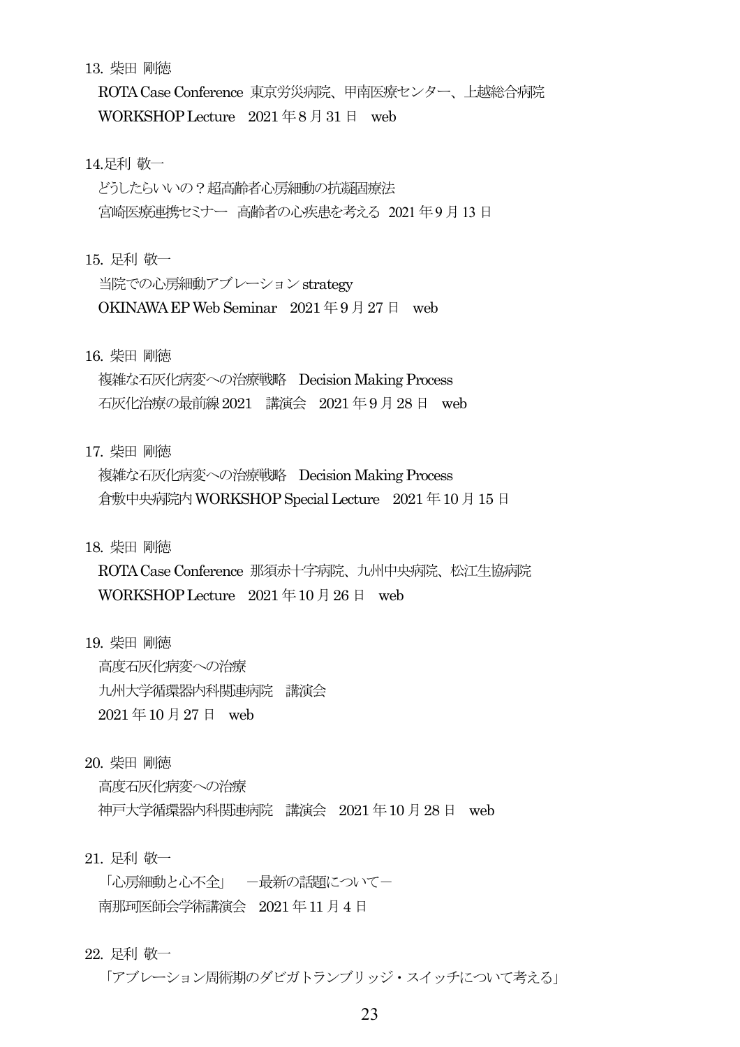13. 柴田 剛徳

ROTA Case Conference 東京労災病院、甲南医療センター、上越総合病院

WORKSHOP Lecture　2021 年 8 月 31 日　web

14.足利 敬一

どうしたらいいの？超高齢者心房細動の抗凝固療法

宮崎医療連携セミナー　高齢者の心疾患を考える　2021 年 9 月 13 日

15. 足利 敬一

当院での心房細動アブレーション strategy

OKINAWA EP Web Seminar　2021 年 9 月 27 日　web

16. 柴田 剛徳

複雑な石灰化病変への治療戦略　Decision Making Process

石灰化治療の最前線 2021　講演会　2021 年 9 月 28 日　web

17. 柴田 剛徳

複雑な石灰化病変への治療戦略　Decision Making Process

倉敷中央病院内 WORKSHOP Special Lecture　2021 年 10 月 15 日

18. 柴田 剛徳

ROTA Case Conference 那須赤十字病院、九州中央病院、松江生協病院

WORKSHOP Lecture　2021 年 10 月 26 日　web

19. 柴田 剛徳

高度石灰化病変への治療

九州大学循環器内科関連病院　講演会

2021 年 10 月 27 日　web

20. 柴田 剛徳

高度石灰化病変への治療

神戸大学循環器内科関連病院　講演会　2021 年 10 月 28 日　web

21. 足利 敬一

「心房細動と心不全」　－最新の話題について－

南那珂医師会学術講演会　2021 年 11 月 4 日

22. 足利 敬一

「アブレーション周術期のダビガトランブリッジ・スイッチについて考える」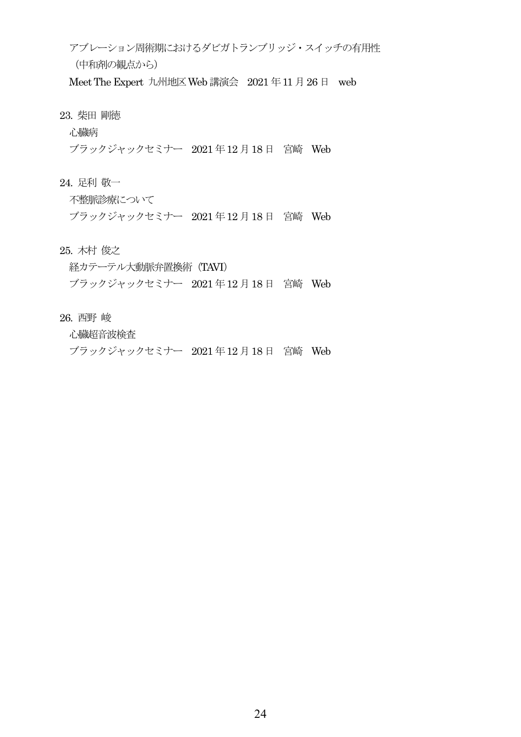アブレーション周術期におけるダビガトランブリッジ・スイッチの有用性
（中和剤の観点から）
Meet The Expert 九州地区 Web 講演会　2021 年 11 月 26 日　web

23. 柴田 剛徳
心臓病
ブラックジャックセミナー　2021 年 12 月 18 日　宮崎　Web

24. 足利 敬一
不整脈診療について
ブラックジャックセミナー　2021 年 12 月 18 日　宮崎　Web

25. 木村 俊之
経カテーテル大動脈弁置換術（TAVI）
ブラックジャックセミナー　2021 年 12 月 18 日　宮崎　Web

26. 西野 峻
心臓超音波検査
ブラックジャックセミナー　2021 年 12 月 18 日　宮崎　Web